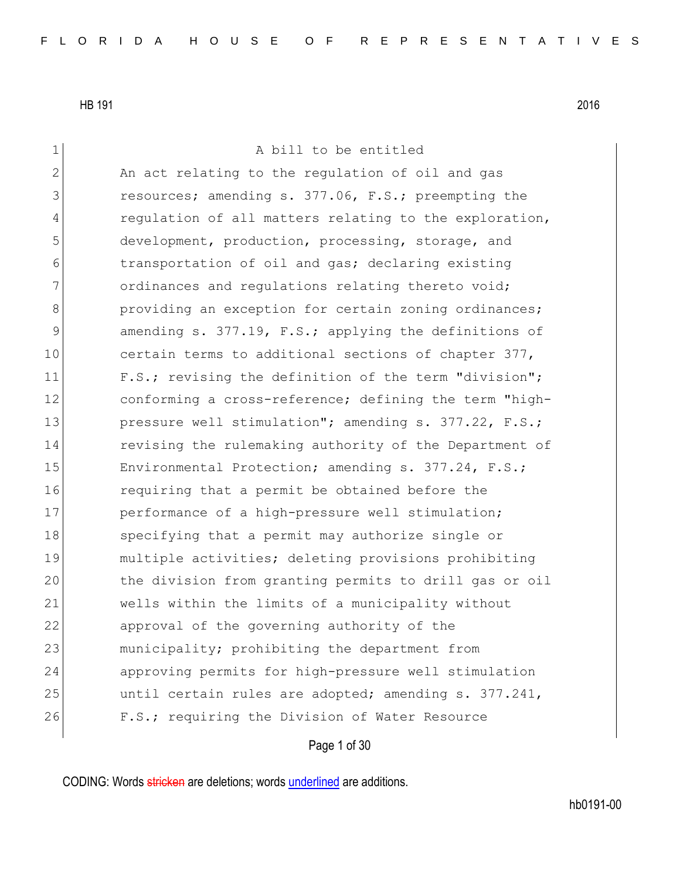HB 191 2016

A bill to be entitled

An act relating to the regulation of oil and gas resources; amending s. 377.06, F.S.; preempting the regulation of all matters relating to the exploration, development, production, processing, storage, and transportation of oil and gas; declaring existing ordinances and regulations relating thereto void; providing an exception for certain zoning ordinances; amending s. 377.19, F.S.; applying the definitions of certain terms to additional sections of chapter 377, F.S.; revising the definition of the term "division"; conforming a cross-reference; defining the term "high-pressure well stimulation"; amending s. 377.22, F.S.; revising the rulemaking authority of the Department of Environmental Protection; amending s. 377.24, F.S.; requiring that a permit be obtained before the performance of a high-pressure well stimulation; specifying that a permit may authorize single or multiple activities; deleting provisions prohibiting the division from granting permits to drill gas or oil wells within the limits of a municipality without approval of the governing authority of the municipality; prohibiting the department from approving permits for high-pressure well stimulation until certain rules are adopted; amending s. 377.241, F.S.; requiring the Division of Water Resource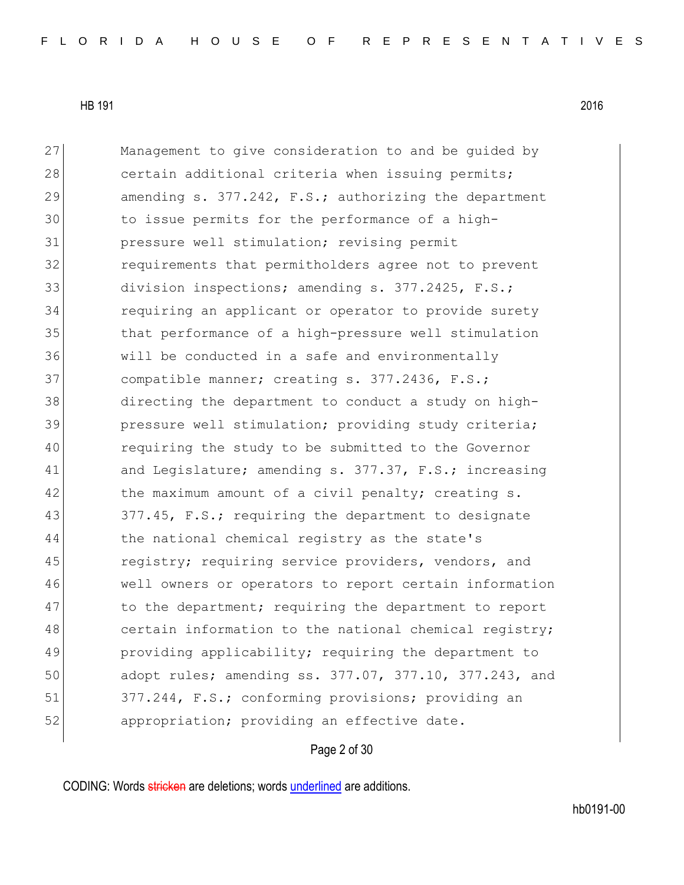27 Management to give consideration to and be guided by
28 certain additional criteria when issuing permits;
29 amending s. 377.242, F.S.; authorizing the department
30 to issue permits for the performance of a high-
31 pressure well stimulation; revising permit
32 requirements that permitholders agree not to prevent
33 division inspections; amending s. 377.2425, F.S.;
34 requiring an applicant or operator to provide surety
35 that performance of a high-pressure well stimulation
36 will be conducted in a safe and environmentally
37 compatible manner; creating s. 377.2436, F.S.;
38 directing the department to conduct a study on high-
39 pressure well stimulation; providing study criteria;
40 requiring the study to be submitted to the Governor
41 and Legislature; amending s. 377.37, F.S.; increasing
42 the maximum amount of a civil penalty; creating s.
43 377.45, F.S.; requiring the department to designate
44 the national chemical registry as the state's
45 registry; requiring service providers, vendors, and
46 well owners or operators to report certain information
47 to the department; requiring the department to report
48 certain information to the national chemical registry;
49 providing applicability; requiring the department to
50 adopt rules; amending ss. 377.07, 377.10, 377.243, and
51 377.244, F.S.; conforming provisions; providing an
52 appropriation; providing an effective date.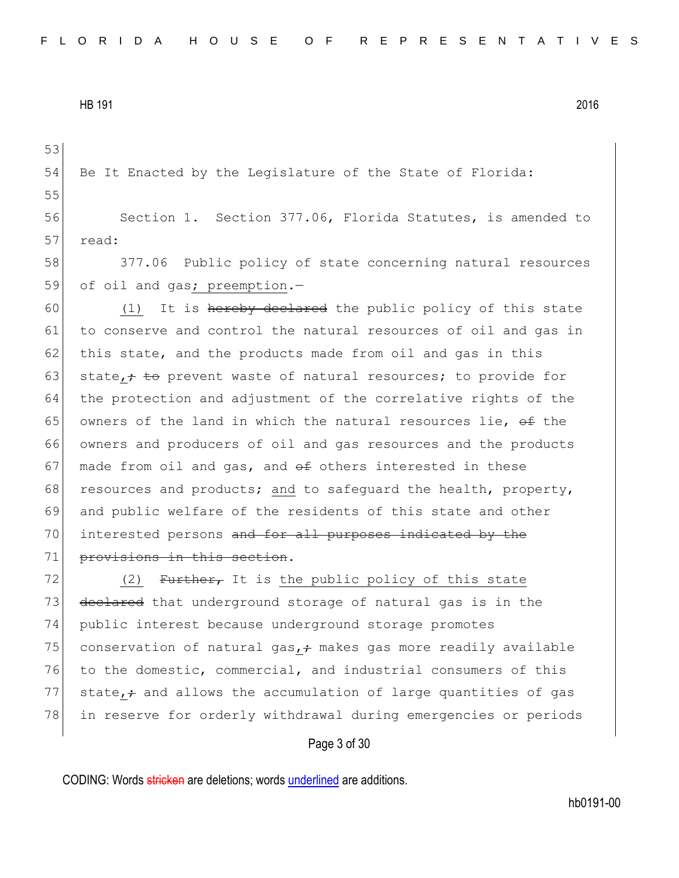Be It Enacted by the Legislature of the State of Florida:

Section 1. Section 377.06, Florida Statutes, is amended to read:

377.06 Public policy of state concerning natural resources of oil and gas; preemption.—

(1) It is ~~hereby declared~~ the public policy of this state to conserve and control the natural resources of oil and gas in this state, and the products made from oil and gas in this state, ~~;~~ ~~to~~ prevent waste of natural resources; to provide for the protection and adjustment of the correlative rights of the owners of the land in which the natural resources lie, ~~of~~ the owners and producers of oil and gas resources and the products made from oil and gas, and ~~of~~ others interested in these resources and products; and to safeguard the health, property, and public welfare of the residents of this state and other interested persons ~~and for all purposes indicated by the provisions in this section~~.

(2) ~~Further,~~ It is the public policy of this state ~~declared~~ that underground storage of natural gas is in the public interest because underground storage promotes conservation of natural gas, ~~;~~ makes gas more readily available to the domestic, commercial, and industrial consumers of this state, ~~;~~ and allows the accumulation of large quantities of gas in reserve for orderly withdrawal during emergencies or periods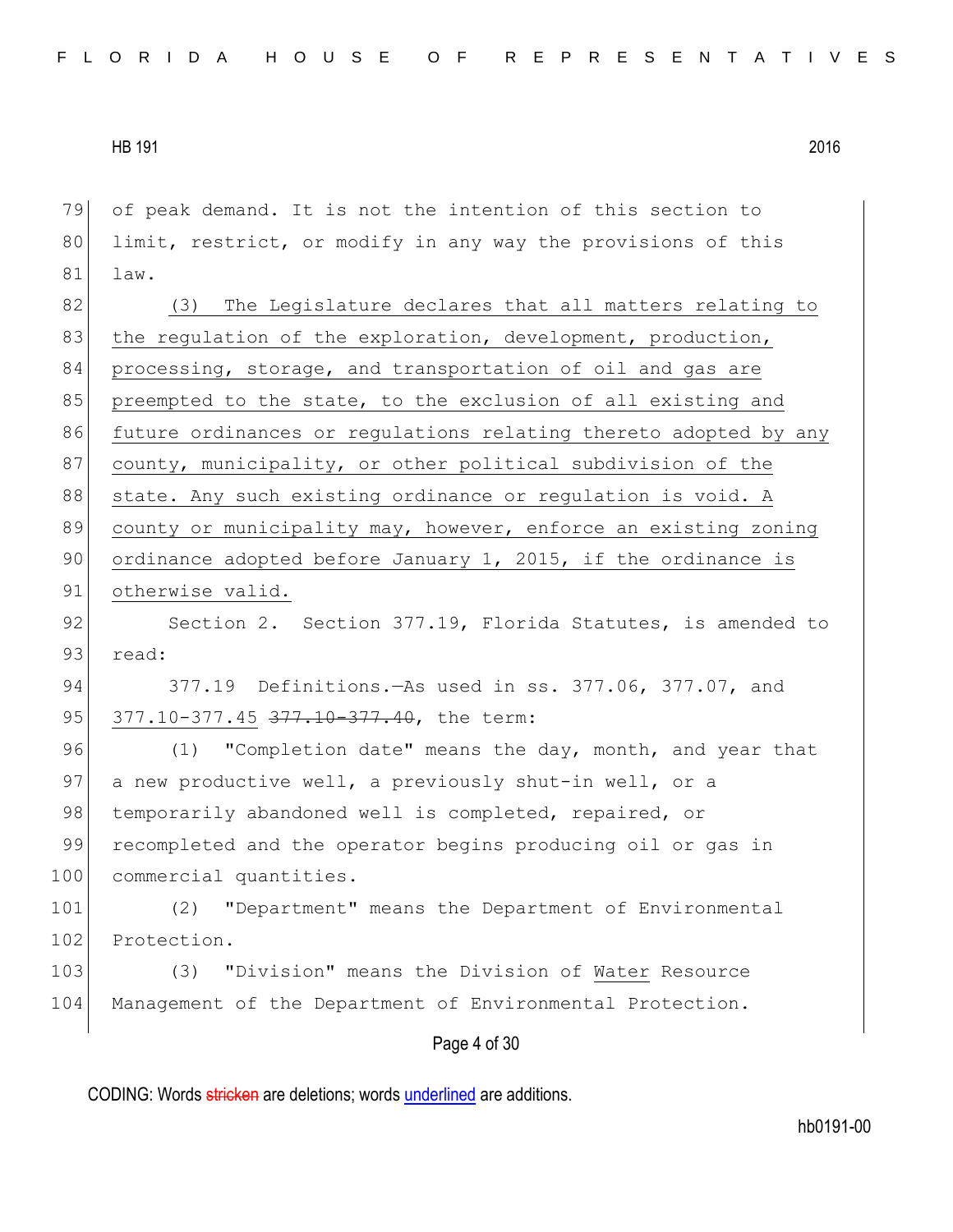of peak demand. It is not the intention of this section to limit, restrict, or modify in any way the provisions of this law.

(3) The Legislature declares that all matters relating to the regulation of the exploration, development, production, processing, storage, and transportation of oil and gas are preempted to the state, to the exclusion of all existing and future ordinances or regulations relating thereto adopted by any county, municipality, or other political subdivision of the state. Any such existing ordinance or regulation is void. A county or municipality may, however, enforce an existing zoning ordinance adopted before January 1, 2015, if the ordinance is otherwise valid.

Section 2. Section 377.19, Florida Statutes, is amended to read:

377.19 Definitions.—As used in ss. 377.06, 377.07, and 377.10-377.45 ~~377.10-377.40~~, the term:

(1) "Completion date" means the day, month, and year that a new productive well, a previously shut-in well, or a temporarily abandoned well is completed, repaired, or recompleted and the operator begins producing oil or gas in commercial quantities.

(2) "Department" means the Department of Environmental Protection.

(3) "Division" means the Division of Water Resource Management of the Department of Environmental Protection.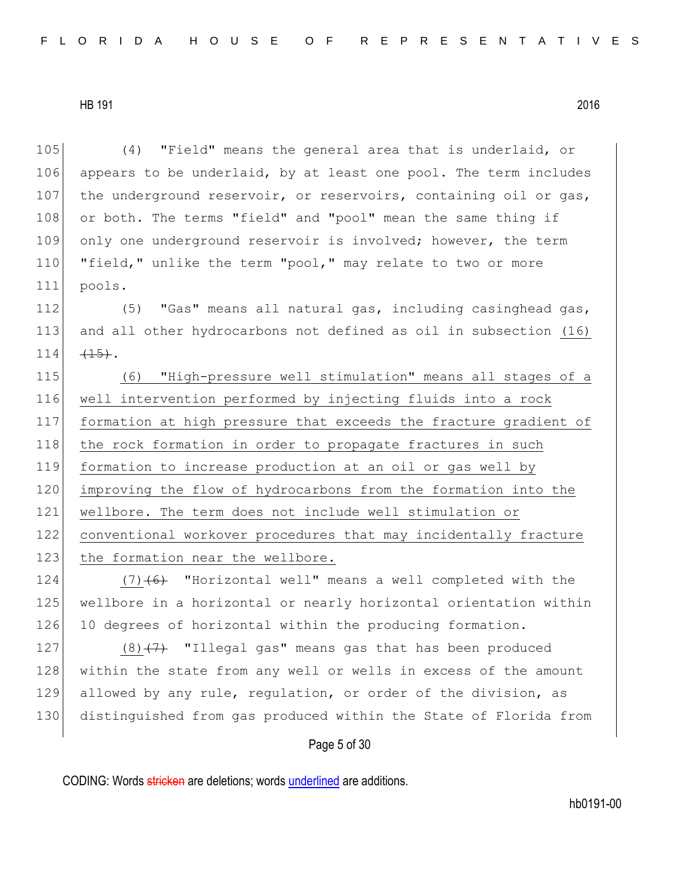(4) "Field" means the general area that is underlaid, or appears to be underlaid, by at least one pool. The term includes the underground reservoir, or reservoirs, containing oil or gas, or both. The terms "field" and "pool" mean the same thing if only one underground reservoir is involved; however, the term "field," unlike the term "pool," may relate to two or more pools.

(5) "Gas" means all natural gas, including casinghead gas, and all other hydrocarbons not defined as oil in subsection (16) ~~(15)~~.

(6) "High-pressure well stimulation" means all stages of a well intervention performed by injecting fluids into a rock formation at high pressure that exceeds the fracture gradient of the rock formation in order to propagate fractures in such formation to increase production at an oil or gas well by improving the flow of hydrocarbons from the formation into the wellbore. The term does not include well stimulation or conventional workover procedures that may incidentally fracture the formation near the wellbore.

(7) ~~(6)~~ "Horizontal well" means a well completed with the wellbore in a horizontal or nearly horizontal orientation within 10 degrees of horizontal within the producing formation.

(8) ~~(7)~~ "Illegal gas" means gas that has been produced within the state from any well or wells in excess of the amount allowed by any rule, regulation, or order of the division, as distinguished from gas produced within the State of Florida from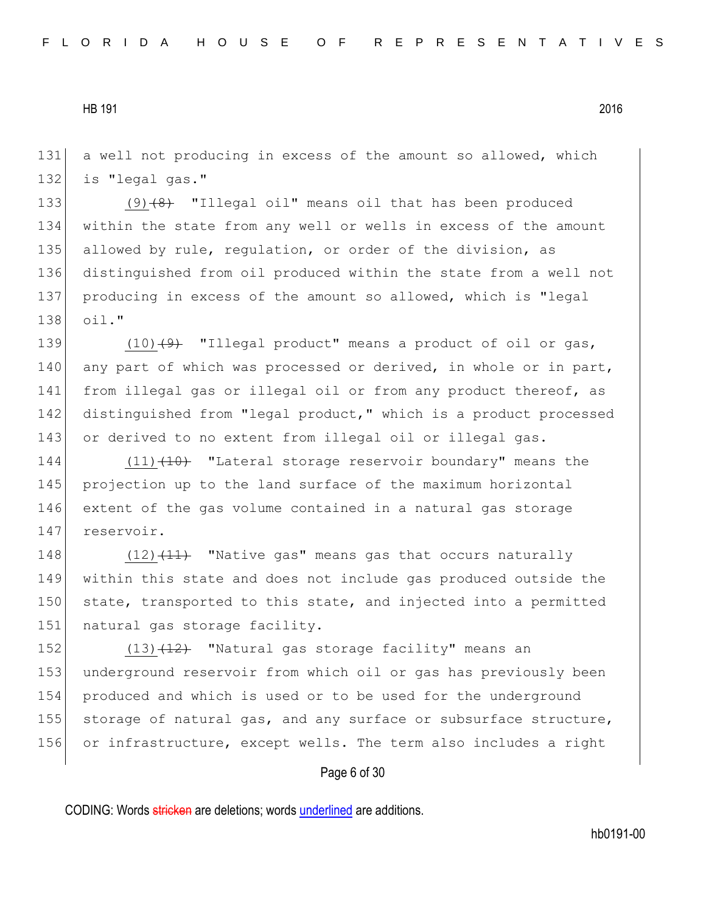a well not producing in excess of the amount so allowed, which is "legal gas."

(9)~~(8)~~ "Illegal oil" means oil that has been produced within the state from any well or wells in excess of the amount allowed by rule, regulation, or order of the division, as distinguished from oil produced within the state from a well not producing in excess of the amount so allowed, which is "legal oil."

(10)~~(9)~~ "Illegal product" means a product of oil or gas, any part of which was processed or derived, in whole or in part, from illegal gas or illegal oil or from any product thereof, as distinguished from "legal product," which is a product processed or derived to no extent from illegal oil or illegal gas.

(11)~~(10)~~ "Lateral storage reservoir boundary" means the projection up to the land surface of the maximum horizontal extent of the gas volume contained in a natural gas storage reservoir.

(12)~~(11)~~ "Native gas" means gas that occurs naturally within this state and does not include gas produced outside the state, transported to this state, and injected into a permitted natural gas storage facility.

(13)~~(12)~~ "Natural gas storage facility" means an underground reservoir from which oil or gas has previously been produced and which is used or to be used for the underground storage of natural gas, and any surface or subsurface structure, or infrastructure, except wells. The term also includes a right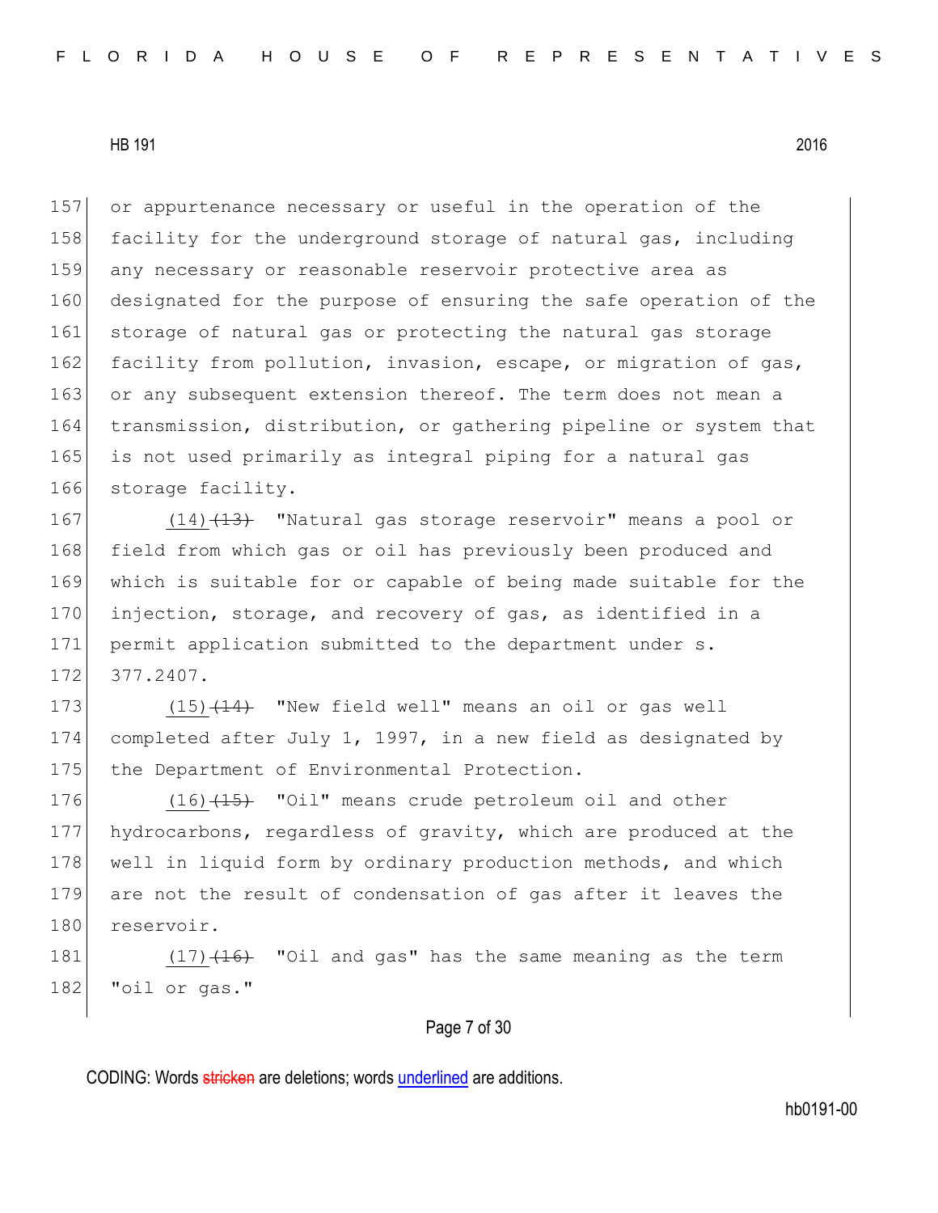or appurtenance necessary or useful in the operation of the facility for the underground storage of natural gas, including any necessary or reasonable reservoir protective area as designated for the purpose of ensuring the safe operation of the storage of natural gas or protecting the natural gas storage facility from pollution, invasion, escape, or migration of gas, or any subsequent extension thereof. The term does not mean a transmission, distribution, or gathering pipeline or system that is not used primarily as integral piping for a natural gas storage facility.

(14) ~~(13)~~ "Natural gas storage reservoir" means a pool or field from which gas or oil has previously been produced and which is suitable for or capable of being made suitable for the injection, storage, and recovery of gas, as identified in a permit application submitted to the department under s. 377.2407.

(15) ~~(14)~~ "New field well" means an oil or gas well completed after July 1, 1997, in a new field as designated by the Department of Environmental Protection.

(16) ~~(15)~~ "Oil" means crude petroleum oil and other hydrocarbons, regardless of gravity, which are produced at the well in liquid form by ordinary production methods, and which are not the result of condensation of gas after it leaves the reservoir.

(17) ~~(16)~~ "Oil and gas" has the same meaning as the term "oil or gas."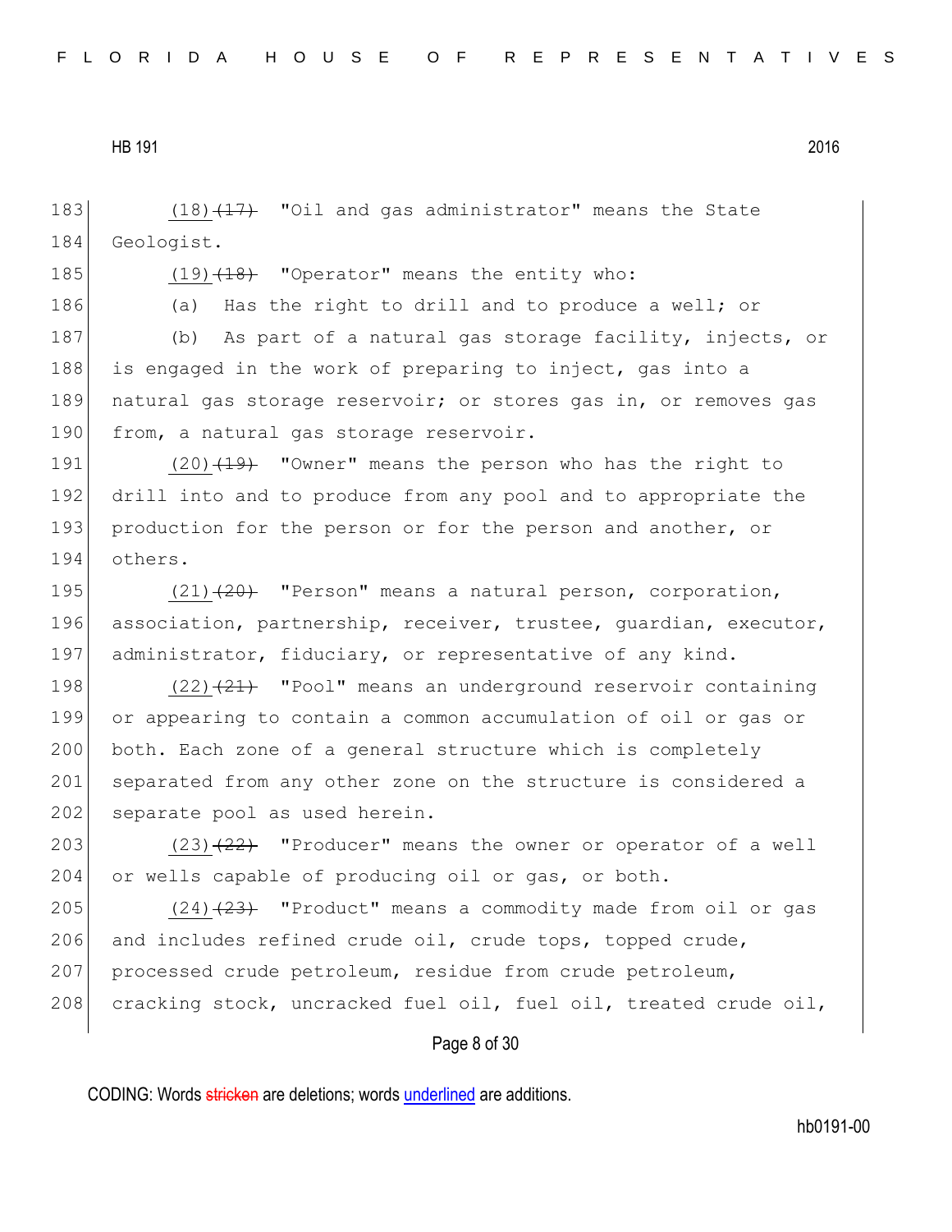(18)~~(17)~~ "Oil and gas administrator" means the State Geologist.

(19)~~(18)~~ "Operator" means the entity who:

(a) Has the right to drill and to produce a well; or

(b) As part of a natural gas storage facility, injects, or is engaged in the work of preparing to inject, gas into a natural gas storage reservoir; or stores gas in, or removes gas from, a natural gas storage reservoir.

(20)~~(19)~~ "Owner" means the person who has the right to drill into and to produce from any pool and to appropriate the production for the person or for the person and another, or others.

(21)~~(20)~~ "Person" means a natural person, corporation, association, partnership, receiver, trustee, guardian, executor, administrator, fiduciary, or representative of any kind.

(22)~~(21)~~ "Pool" means an underground reservoir containing or appearing to contain a common accumulation of oil or gas or both. Each zone of a general structure which is completely separated from any other zone on the structure is considered a separate pool as used herein.

(23)~~(22)~~ "Producer" means the owner or operator of a well or wells capable of producing oil or gas, or both.

(24)~~(23)~~ "Product" means a commodity made from oil or gas and includes refined crude oil, crude tops, topped crude, processed crude petroleum, residue from crude petroleum, cracking stock, uncracked fuel oil, fuel oil, treated crude oil,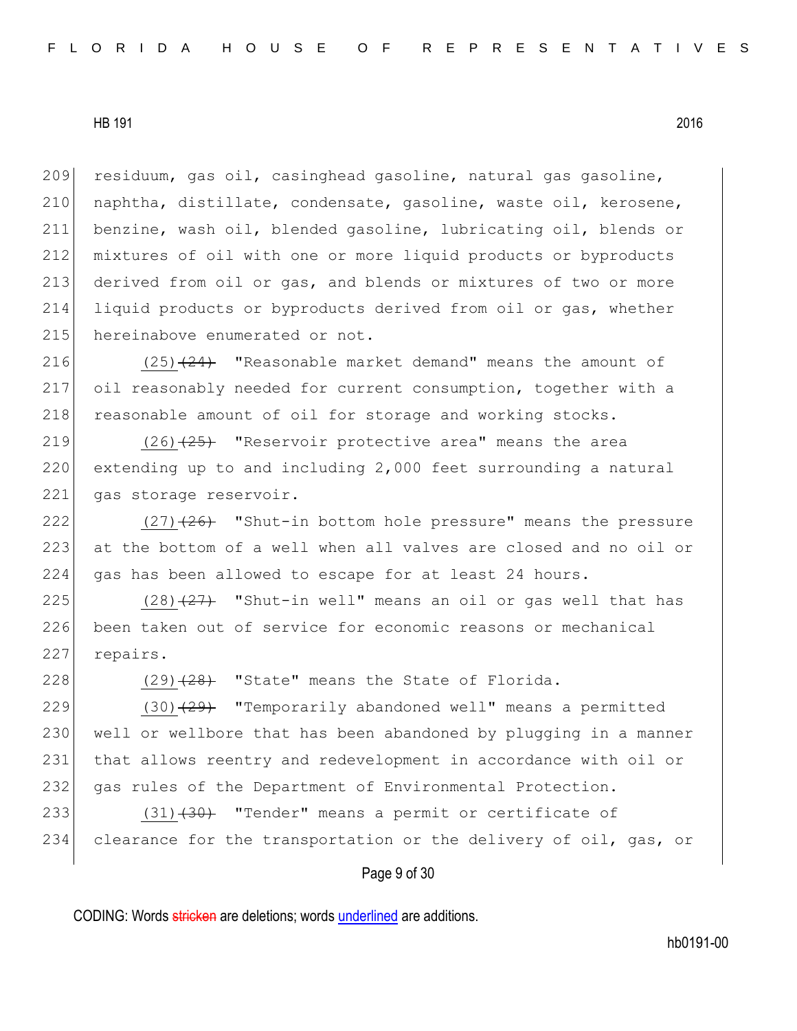residuum, gas oil, casinghead gasoline, natural gas gasoline, naphtha, distillate, condensate, gasoline, waste oil, kerosene, benzine, wash oil, blended gasoline, lubricating oil, blends or mixtures of oil with one or more liquid products or byproducts derived from oil or gas, and blends or mixtures of two or more liquid products or byproducts derived from oil or gas, whether hereinabove enumerated or not.

(25) ~~(24)~~ "Reasonable market demand" means the amount of oil reasonably needed for current consumption, together with a reasonable amount of oil for storage and working stocks.

(26) ~~(25)~~ "Reservoir protective area" means the area extending up to and including 2,000 feet surrounding a natural gas storage reservoir.

(27) ~~(26)~~ "Shut-in bottom hole pressure" means the pressure at the bottom of a well when all valves are closed and no oil or gas has been allowed to escape for at least 24 hours.

(28) ~~(27)~~ "Shut-in well" means an oil or gas well that has been taken out of service for economic reasons or mechanical repairs.

(29) ~~(28)~~ "State" means the State of Florida.

(30) ~~(29)~~ "Temporarily abandoned well" means a permitted well or wellbore that has been abandoned by plugging in a manner that allows reentry and redevelopment in accordance with oil or gas rules of the Department of Environmental Protection.

(31) ~~(30)~~ "Tender" means a permit or certificate of clearance for the transportation or the delivery of oil, gas, or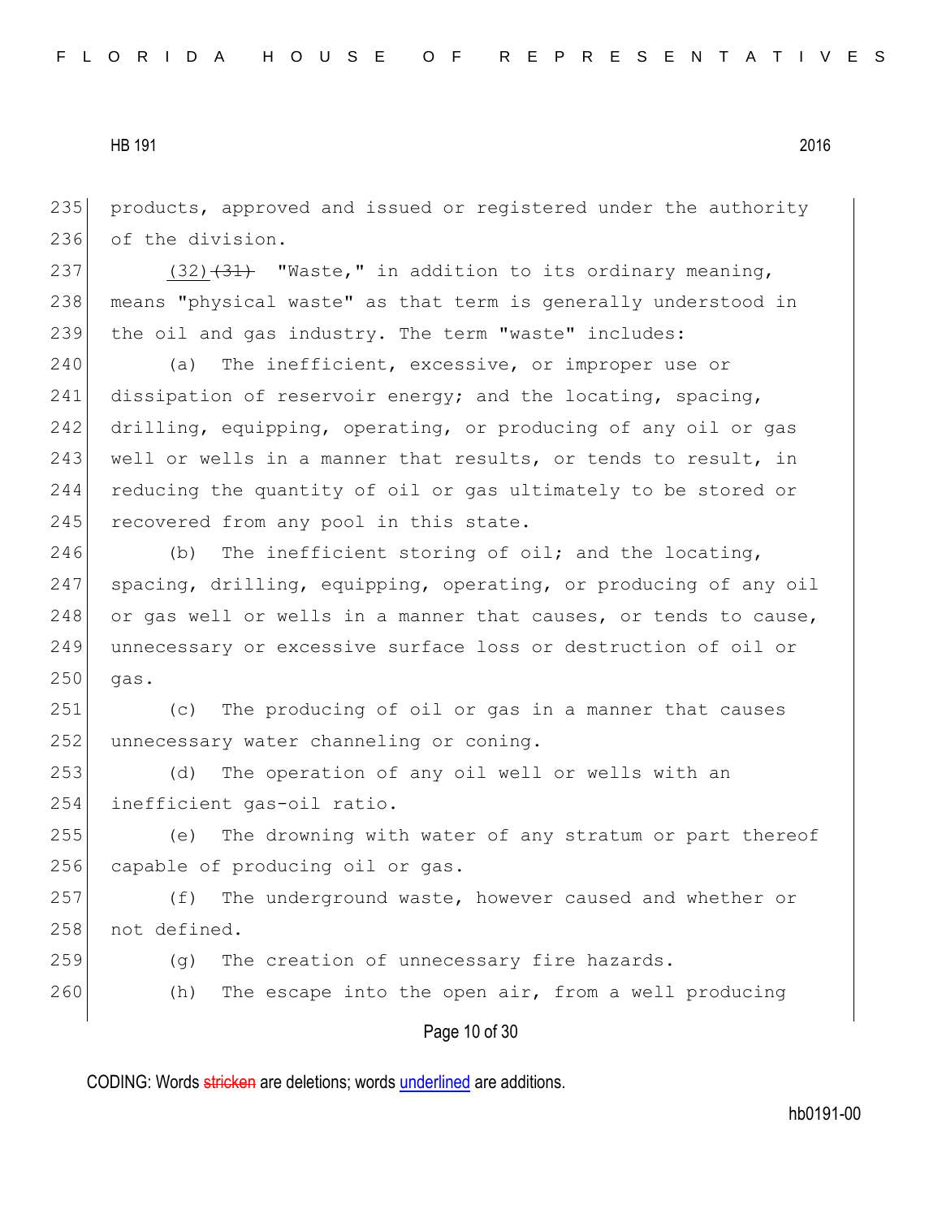products, approved and issued or registered under the authority of the division.

(32) ~~(31)~~ "Waste," in addition to its ordinary meaning, means "physical waste" as that term is generally understood in the oil and gas industry. The term "waste" includes:

(a) The inefficient, excessive, or improper use or dissipation of reservoir energy; and the locating, spacing, drilling, equipping, operating, or producing of any oil or gas well or wells in a manner that results, or tends to result, in reducing the quantity of oil or gas ultimately to be stored or recovered from any pool in this state.

(b) The inefficient storing of oil; and the locating, spacing, drilling, equipping, operating, or producing of any oil or gas well or wells in a manner that causes, or tends to cause, unnecessary or excessive surface loss or destruction of oil or gas.

(c) The producing of oil or gas in a manner that causes unnecessary water channeling or coning.

(d) The operation of any oil well or wells with an inefficient gas-oil ratio.

(e) The drowning with water of any stratum or part thereof capable of producing oil or gas.

(f) The underground waste, however caused and whether or not defined.

(g) The creation of unnecessary fire hazards.

(h) The escape into the open air, from a well producing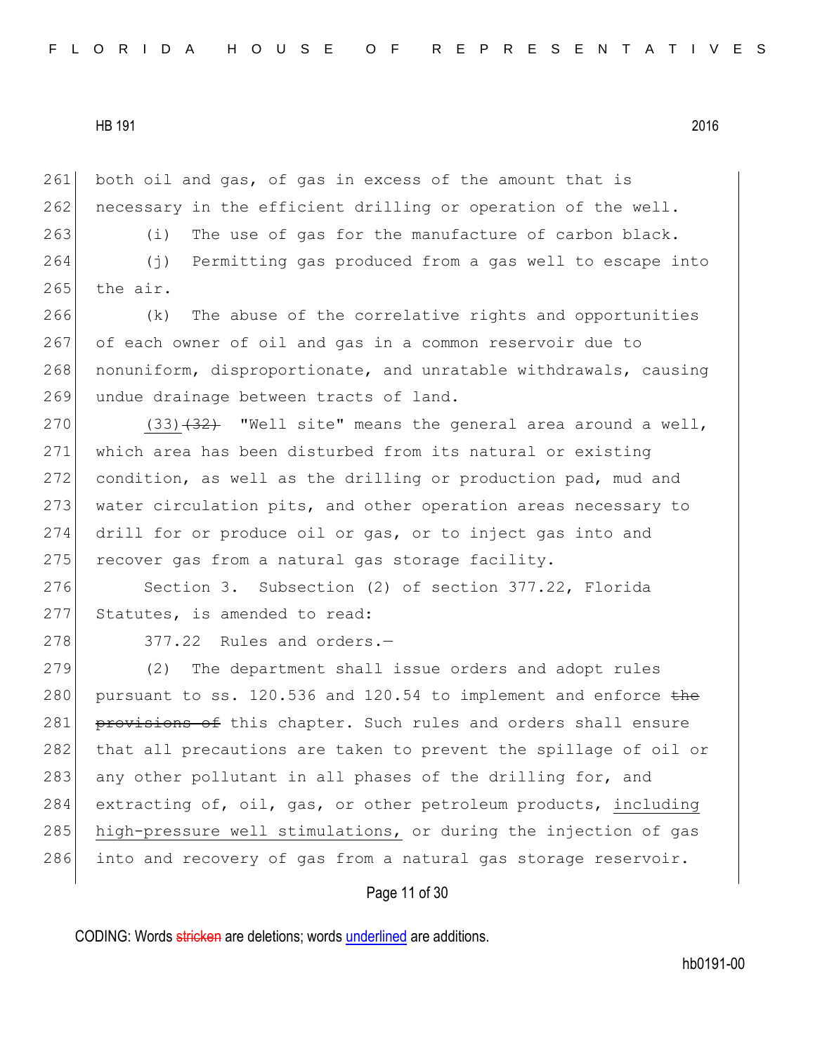both oil and gas, of gas in excess of the amount that is necessary in the efficient drilling or operation of the well.

(i) The use of gas for the manufacture of carbon black.

(j) Permitting gas produced from a gas well to escape into the air.

(k) The abuse of the correlative rights and opportunities of each owner of oil and gas in a common reservoir due to nonuniform, disproportionate, and unratable withdrawals, causing undue drainage between tracts of land.

(33) ~~(32)~~ "Well site" means the general area around a well, which area has been disturbed from its natural or existing condition, as well as the drilling or production pad, mud and water circulation pits, and other operation areas necessary to drill for or produce oil or gas, or to inject gas into and recover gas from a natural gas storage facility.

Section 3. Subsection (2) of section 377.22, Florida Statutes, is amended to read:

377.22 Rules and orders.—

(2) The department shall issue orders and adopt rules pursuant to ss. 120.536 and 120.54 to implement and enforce ~~the provisions of~~ this chapter. Such rules and orders shall ensure that all precautions are taken to prevent the spillage of oil or any other pollutant in all phases of the drilling for, and extracting of, oil, gas, or other petroleum products, including high-pressure well stimulations, or during the injection of gas into and recovery of gas from a natural gas storage reservoir.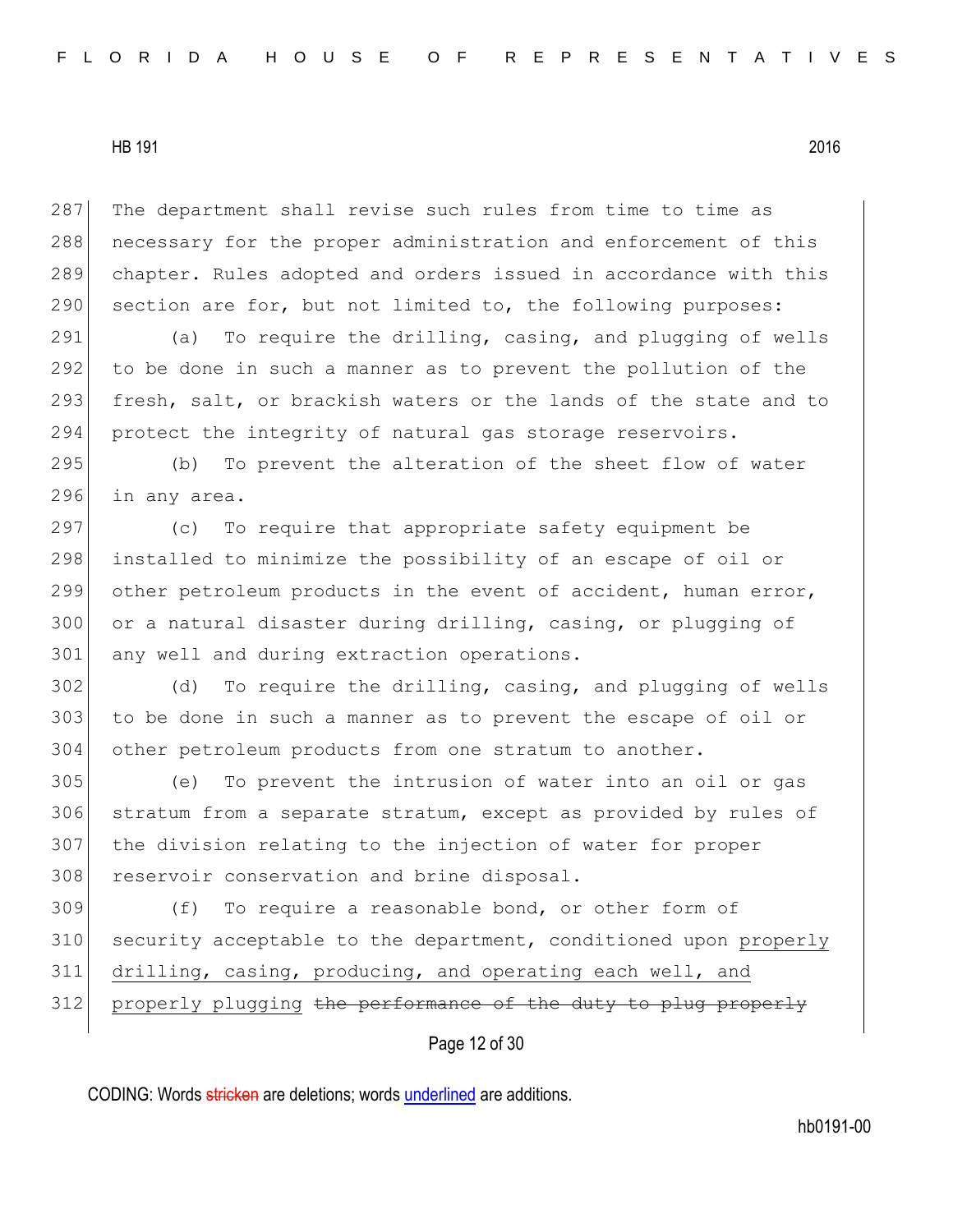The department shall revise such rules from time to time as necessary for the proper administration and enforcement of this chapter. Rules adopted and orders issued in accordance with this section are for, but not limited to, the following purposes:

(a) To require the drilling, casing, and plugging of wells to be done in such a manner as to prevent the pollution of the fresh, salt, or brackish waters or the lands of the state and to protect the integrity of natural gas storage reservoirs.

(b) To prevent the alteration of the sheet flow of water in any area.

(c) To require that appropriate safety equipment be installed to minimize the possibility of an escape of oil or other petroleum products in the event of accident, human error, or a natural disaster during drilling, casing, or plugging of any well and during extraction operations.

(d) To require the drilling, casing, and plugging of wells to be done in such a manner as to prevent the escape of oil or other petroleum products from one stratum to another.

(e) To prevent the intrusion of water into an oil or gas stratum from a separate stratum, except as provided by rules of the division relating to the injection of water for proper reservoir conservation and brine disposal.

(f) To require a reasonable bond, or other form of security acceptable to the department, conditioned upon <u>properly drilling, casing, producing, and operating each well, and properly plugging</u> ~~the performance of the duty to plug properly~~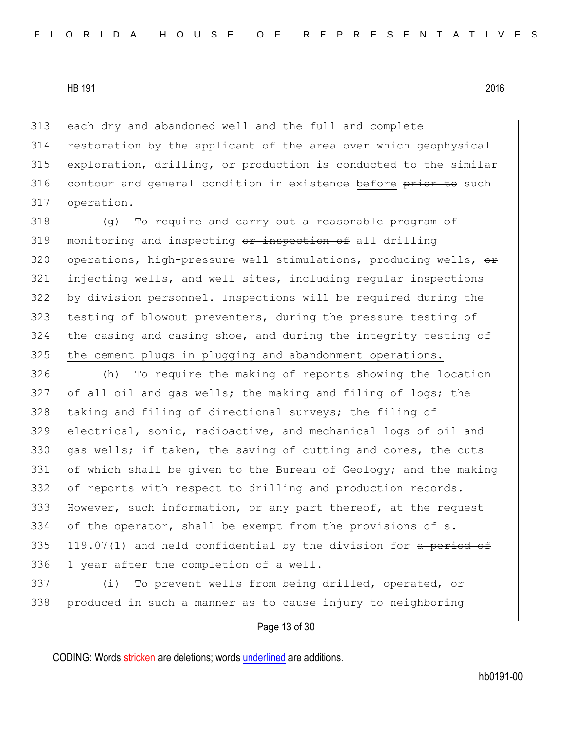313 each dry and abandoned well and the full and complete
314 restoration by the applicant of the area over which geophysical
315 exploration, drilling, or production is conducted to the similar
316 contour and general condition in existence <u>before</u> ~~prior to~~ such
317 operation.

318 (g) To require and carry out a reasonable program of
319 monitoring <u>and inspecting</u> ~~or inspection of~~ all drilling
320 operations, <u>high-pressure well stimulations,</u> producing wells, ~~or~~
321 injecting wells, <u>and well sites,</u> including regular inspections
322 by division personnel. <u>Inspections will be required during the</u>
323 <u>testing of blowout preventers, during the pressure testing of</u>
324 <u>the casing and casing shoe, and during the integrity testing of</u>
325 <u>the cement plugs in plugging and abandonment operations.</u>

326 (h) To require the making of reports showing the location
327 of all oil and gas wells; the making and filing of logs; the
328 taking and filing of directional surveys; the filing of
329 electrical, sonic, radioactive, and mechanical logs of oil and
330 gas wells; if taken, the saving of cutting and cores, the cuts
331 of which shall be given to the Bureau of Geology; and the making
332 of reports with respect to drilling and production records.
333 However, such information, or any part thereof, at the request
334 of the operator, shall be exempt from ~~the provisions of~~ s.
335 119.07(1) and held confidential by the division for ~~a period of~~
336 1 year after the completion of a well.

337 (i) To prevent wells from being drilled, operated, or
338 produced in such a manner as to cause injury to neighboring

CODING: Words ~~stricken~~ are deletions; words <u>underlined</u> are additions.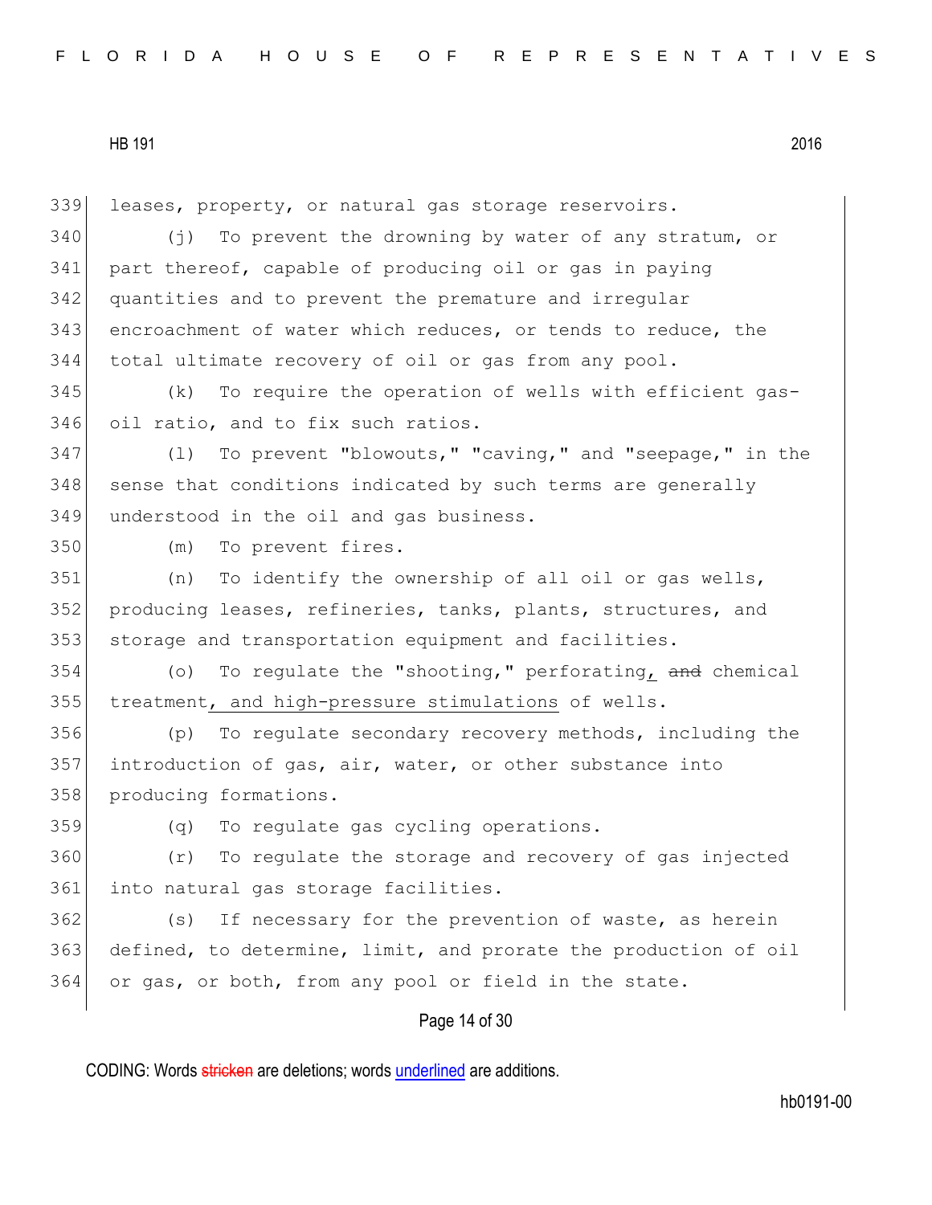leases, property, or natural gas storage reservoirs.

(j) To prevent the drowning by water of any stratum, or part thereof, capable of producing oil or gas in paying quantities and to prevent the premature and irregular encroachment of water which reduces, or tends to reduce, the total ultimate recovery of oil or gas from any pool.

(k) To require the operation of wells with efficient gas-oil ratio, and to fix such ratios.

(l) To prevent "blowouts," "caving," and "seepage," in the sense that conditions indicated by such terms are generally understood in the oil and gas business.

(m) To prevent fires.

(n) To identify the ownership of all oil or gas wells, producing leases, refineries, tanks, plants, structures, and storage and transportation equipment and facilities.

(o) To regulate the "shooting," perforating, ~~and~~ chemical treatment, and high-pressure stimulations of wells.

(p) To regulate secondary recovery methods, including the introduction of gas, air, water, or other substance into producing formations.

(q) To regulate gas cycling operations.

(r) To regulate the storage and recovery of gas injected into natural gas storage facilities.

(s) If necessary for the prevention of waste, as herein defined, to determine, limit, and prorate the production of oil or gas, or both, from any pool or field in the state.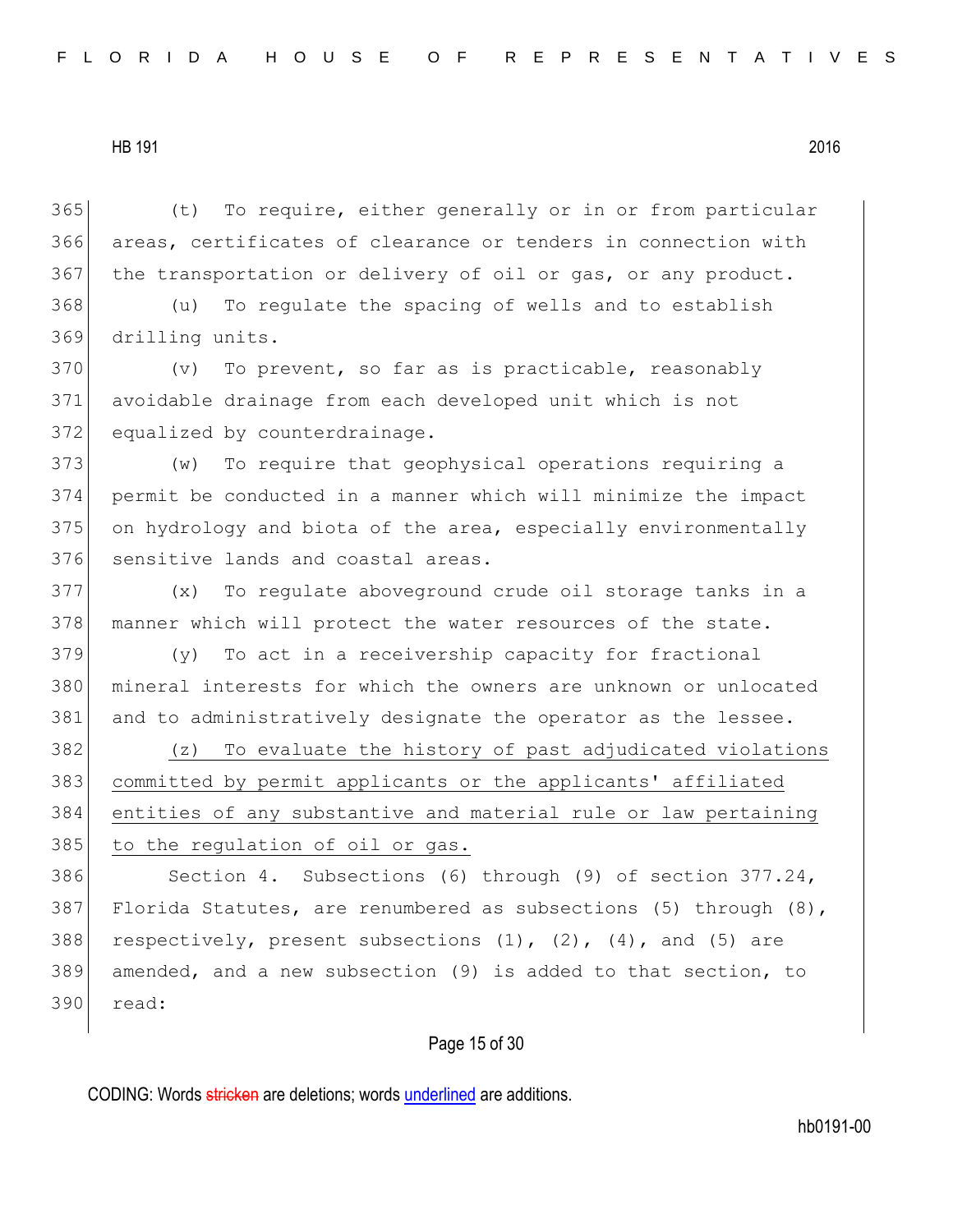(t) To require, either generally or in or from particular areas, certificates of clearance or tenders in connection with the transportation or delivery of oil or gas, or any product.

(u) To regulate the spacing of wells and to establish drilling units.

(v) To prevent, so far as is practicable, reasonably avoidable drainage from each developed unit which is not equalized by counterdrainage.

(w) To require that geophysical operations requiring a permit be conducted in a manner which will minimize the impact on hydrology and biota of the area, especially environmentally sensitive lands and coastal areas.

(x) To regulate aboveground crude oil storage tanks in a manner which will protect the water resources of the state.

(y) To act in a receivership capacity for fractional mineral interests for which the owners are unknown or unlocated and to administratively designate the operator as the lessee.

<u>(z) To evaluate the history of past adjudicated violations committed by permit applicants or the applicants' affiliated entities of any substantive and material rule or law pertaining to the regulation of oil or gas.</u>

Section 4. Subsections (6) through (9) of section 377.24, Florida Statutes, are renumbered as subsections (5) through (8), respectively, present subsections (1), (2), (4), and (5) are amended, and a new subsection (9) is added to that section, to read: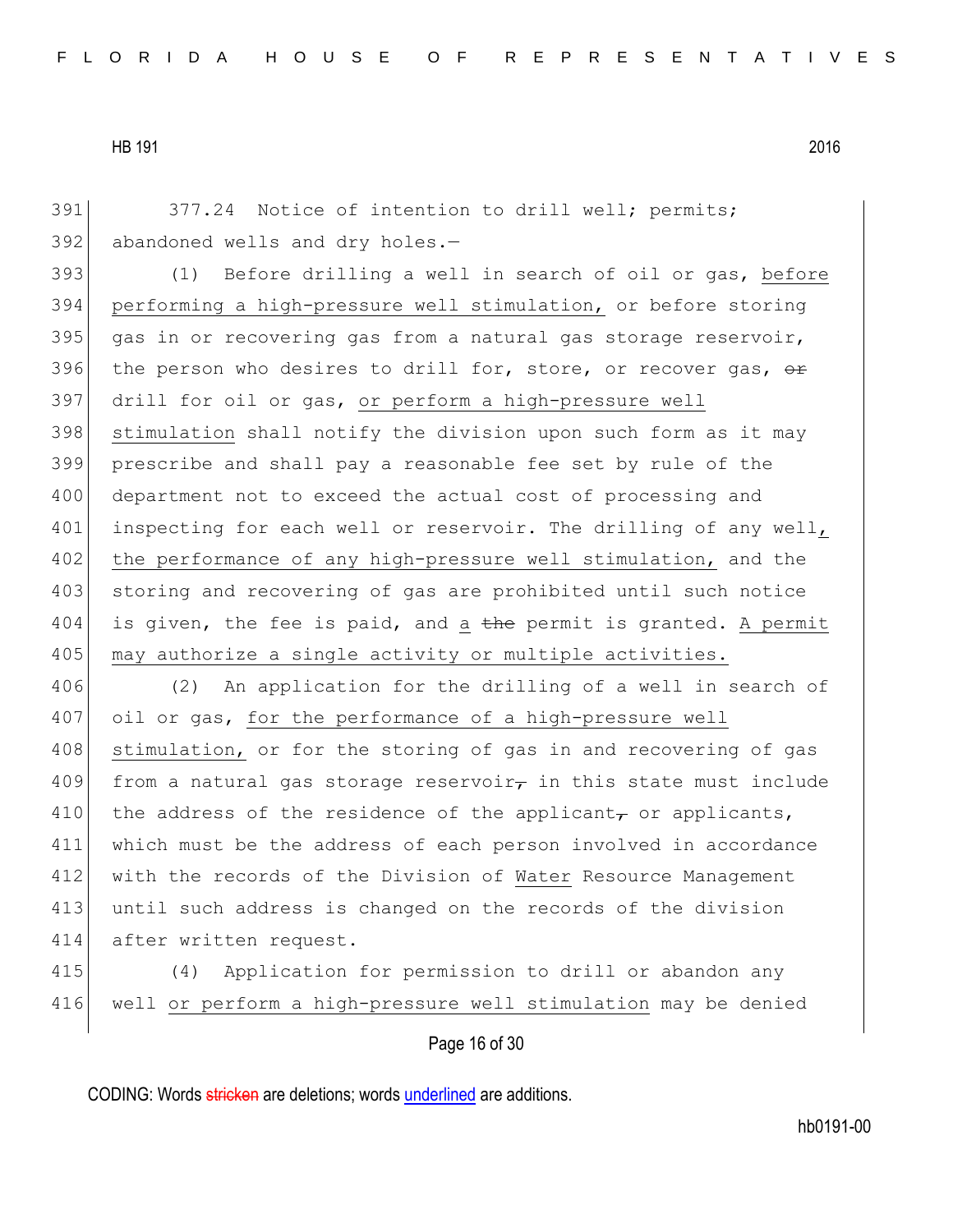377.24 Notice of intention to drill well; permits; abandoned wells and dry holes.—

(1) Before drilling a well in search of oil or gas, before performing a high-pressure well stimulation, or before storing gas in or recovering gas from a natural gas storage reservoir, the person who desires to drill for, store, or recover gas, ~~or~~ drill for oil or gas, or perform a high-pressure well stimulation shall notify the division upon such form as it may prescribe and shall pay a reasonable fee set by rule of the department not to exceed the actual cost of processing and inspecting for each well or reservoir. The drilling of any well, the performance of any high-pressure well stimulation, and the storing and recovering of gas are prohibited until such notice is given, the fee is paid, and a ~~the~~ permit is granted. A permit may authorize a single activity or multiple activities.

(2) An application for the drilling of a well in search of oil or gas, for the performance of a high-pressure well stimulation, or for the storing of gas in and recovering of gas from a natural gas storage reservoir~~,~~ in this state must include the address of the residence of the applicant~~,~~ or applicants, which must be the address of each person involved in accordance with the records of the Division of Water Resource Management until such address is changed on the records of the division after written request.

(4) Application for permission to drill or abandon any well or perform a high-pressure well stimulation may be denied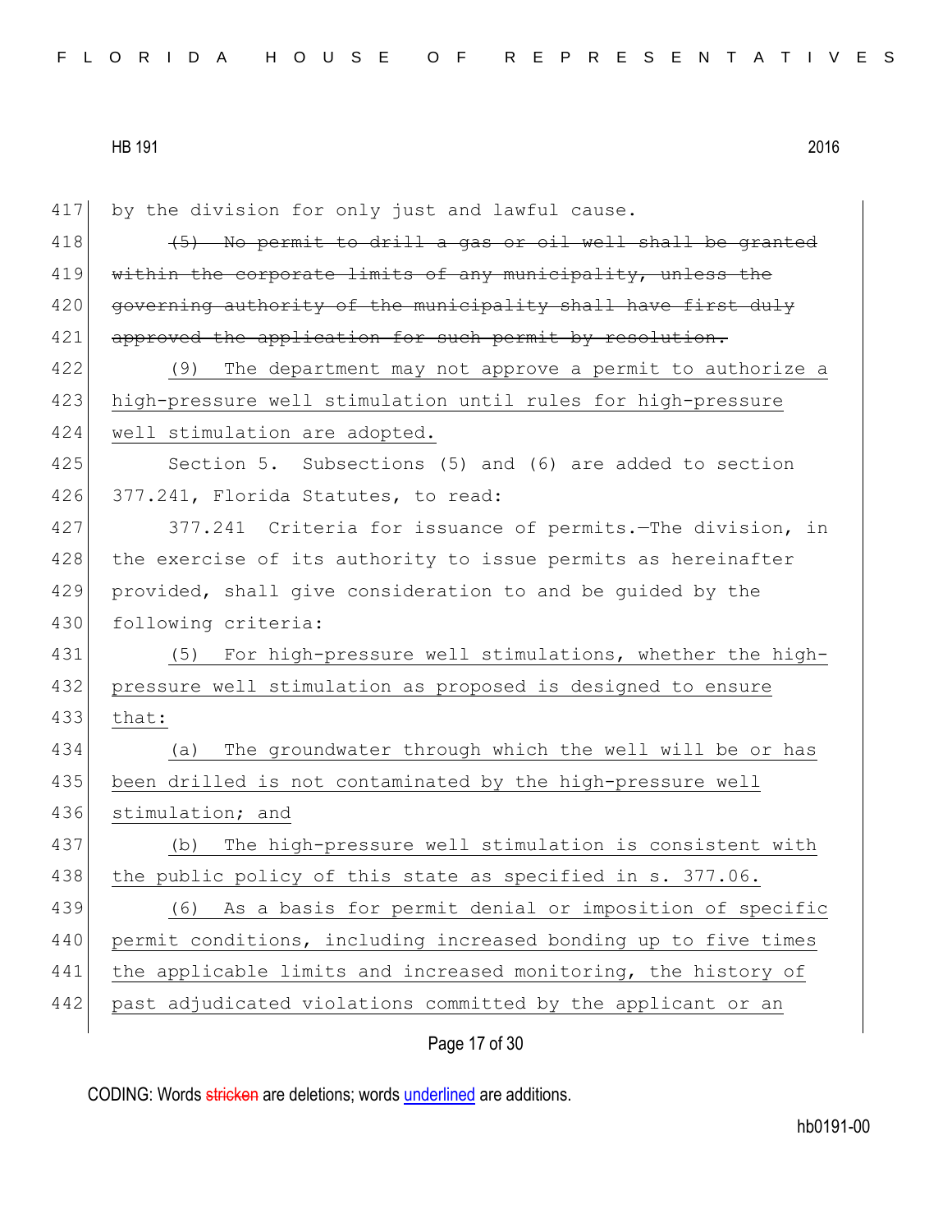by the division for only just and lawful cause.

~~(5) No permit to drill a gas or oil well shall be granted within the corporate limits of any municipality, unless the governing authority of the municipality shall have first duly approved the application for such permit by resolution.~~

<u>(9) The department may not approve a permit to authorize a high-pressure well stimulation until rules for high-pressure well stimulation are adopted.</u>

Section 5. Subsections (5) and (6) are added to section 377.241, Florida Statutes, to read:

377.241 Criteria for issuance of permits.—The division, in the exercise of its authority to issue permits as hereinafter provided, shall give consideration to and be guided by the following criteria:

<u>(5) For high-pressure well stimulations, whether the high-pressure well stimulation as proposed is designed to ensure that:</u>

<u>(a) The groundwater through which the well will be or has been drilled is not contaminated by the high-pressure well stimulation; and</u>

<u>(b) The high-pressure well stimulation is consistent with the public policy of this state as specified in s. 377.06.</u>

<u>(6) As a basis for permit denial or imposition of specific permit conditions, including increased bonding up to five times the applicable limits and increased monitoring, the history of past adjudicated violations committed by the applicant or an</u>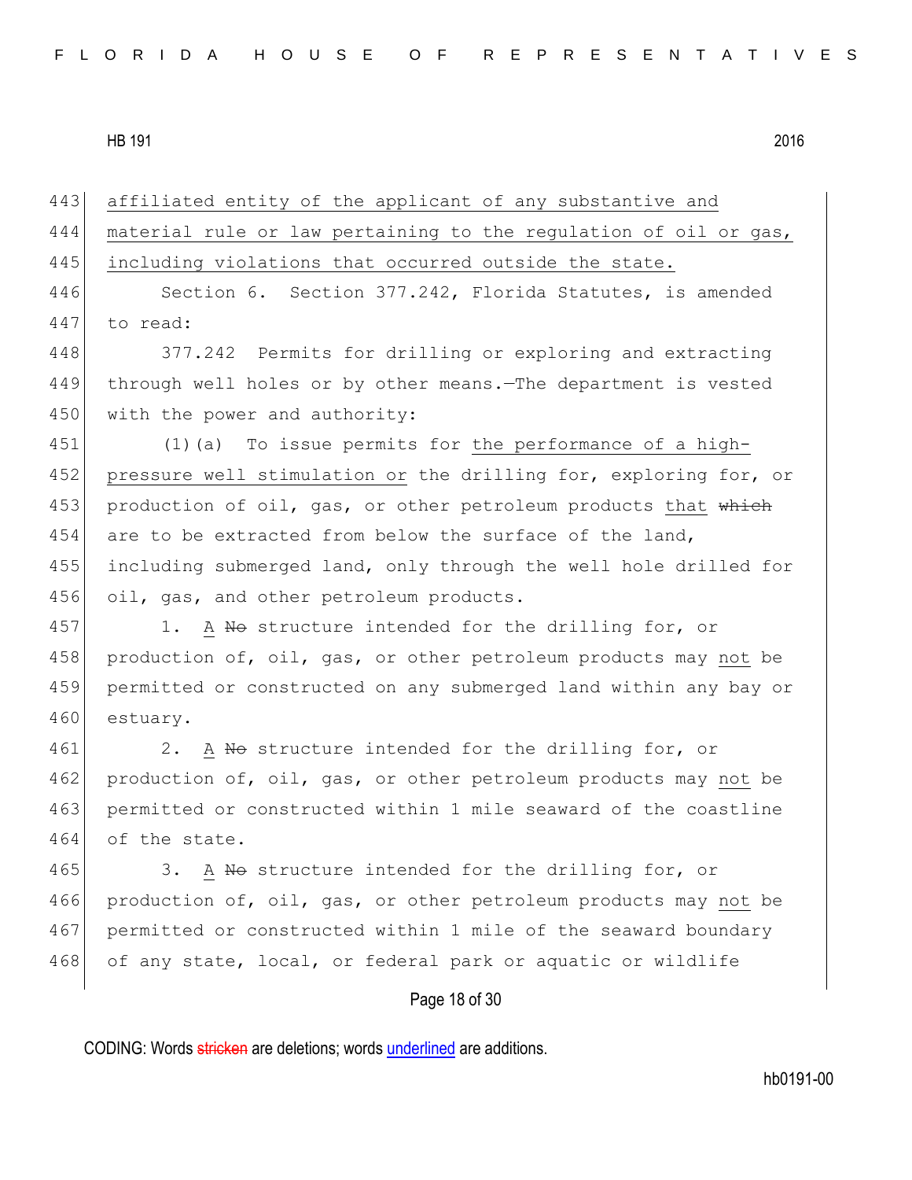affiliated entity of the applicant of any substantive and material rule or law pertaining to the regulation of oil or gas, including violations that occurred outside the state.

Section 6. Section 377.242, Florida Statutes, is amended to read:

377.242 Permits for drilling or exploring and extracting through well holes or by other means.—The department is vested with the power and authority:

(1)(a) To issue permits for the performance of a high-pressure well stimulation or the drilling for, exploring for, or production of oil, gas, or other petroleum products that ~~which~~ are to be extracted from below the surface of the land, including submerged land, only through the well hole drilled for oil, gas, and other petroleum products.

1. A ~~No~~ structure intended for the drilling for, or production of, oil, gas, or other petroleum products may not be permitted or constructed on any submerged land within any bay or estuary.

2. A ~~No~~ structure intended for the drilling for, or production of, oil, gas, or other petroleum products may not be permitted or constructed within 1 mile seaward of the coastline of the state.

3. A ~~No~~ structure intended for the drilling for, or production of, oil, gas, or other petroleum products may not be permitted or constructed within 1 mile of the seaward boundary of any state, local, or federal park or aquatic or wildlife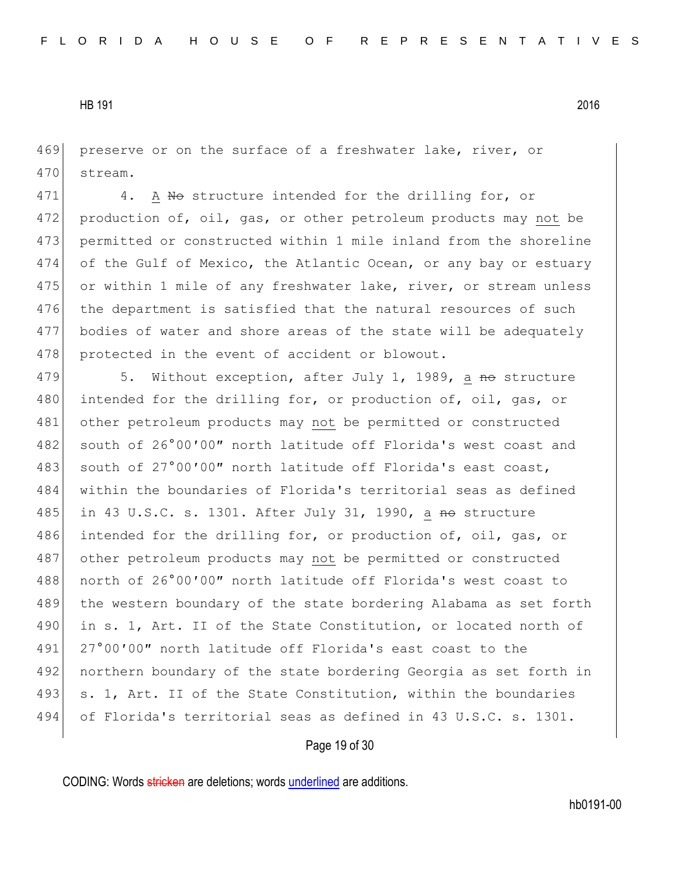preserve or on the surface of a freshwater lake, river, or stream.

4. A ~~No~~ structure intended for the drilling for, or production of, oil, gas, or other petroleum products may <u>not</u> be permitted or constructed within 1 mile inland from the shoreline of the Gulf of Mexico, the Atlantic Ocean, or any bay or estuary or within 1 mile of any freshwater lake, river, or stream unless the department is satisfied that the natural resources of such bodies of water and shore areas of the state will be adequately protected in the event of accident or blowout.

5. Without exception, after July 1, 1989, <u>a</u> ~~no~~ structure intended for the drilling for, or production of, oil, gas, or other petroleum products may <u>not</u> be permitted or constructed south of 26°00′00″ north latitude off Florida's west coast and south of 27°00′00″ north latitude off Florida's east coast, within the boundaries of Florida's territorial seas as defined in 43 U.S.C. s. 1301. After July 31, 1990, <u>a</u> ~~no~~ structure intended for the drilling for, or production of, oil, gas, or other petroleum products may <u>not</u> be permitted or constructed north of 26°00′00″ north latitude off Florida's west coast to the western boundary of the state bordering Alabama as set forth in s. 1, Art. II of the State Constitution, or located north of 27°00′00″ north latitude off Florida's east coast to the northern boundary of the state bordering Georgia as set forth in s. 1, Art. II of the State Constitution, within the boundaries of Florida's territorial seas as defined in 43 U.S.C. s. 1301.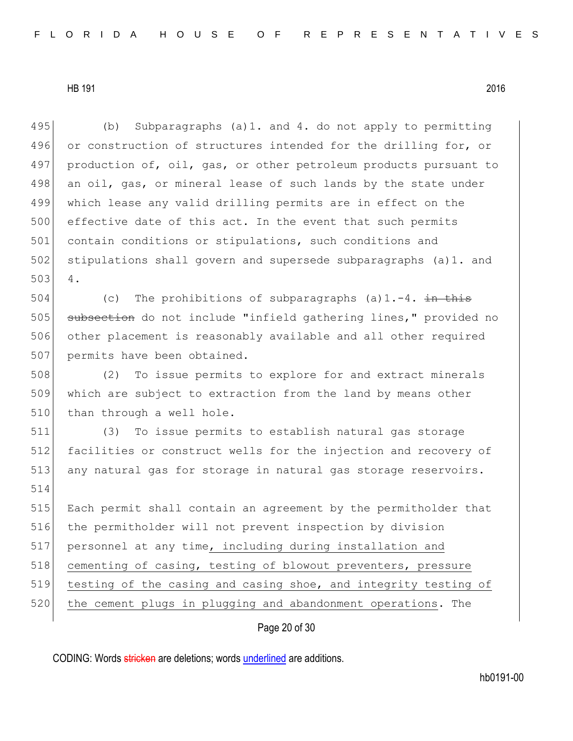(b) Subparagraphs (a)1. and 4. do not apply to permitting or construction of structures intended for the drilling for, or production of, oil, gas, or other petroleum products pursuant to an oil, gas, or mineral lease of such lands by the state under which lease any valid drilling permits are in effect on the effective date of this act. In the event that such permits contain conditions or stipulations, such conditions and stipulations shall govern and supersede subparagraphs (a)1. and 4.

(c) The prohibitions of subparagraphs (a)1.-4. ~~in this subsection~~ do not include "infield gathering lines," provided no other placement is reasonably available and all other required permits have been obtained.

(2) To issue permits to explore for and extract minerals which are subject to extraction from the land by means other than through a well hole.

(3) To issue permits to establish natural gas storage facilities or construct wells for the injection and recovery of any natural gas for storage in natural gas storage reservoirs.

Each permit shall contain an agreement by the permitholder that the permitholder will not prevent inspection by division personnel at any time<u>, including during installation and cementing of casing, testing of blowout preventers, pressure testing of the casing and casing shoe, and integrity testing of the cement plugs in plugging and abandonment operations</u>. The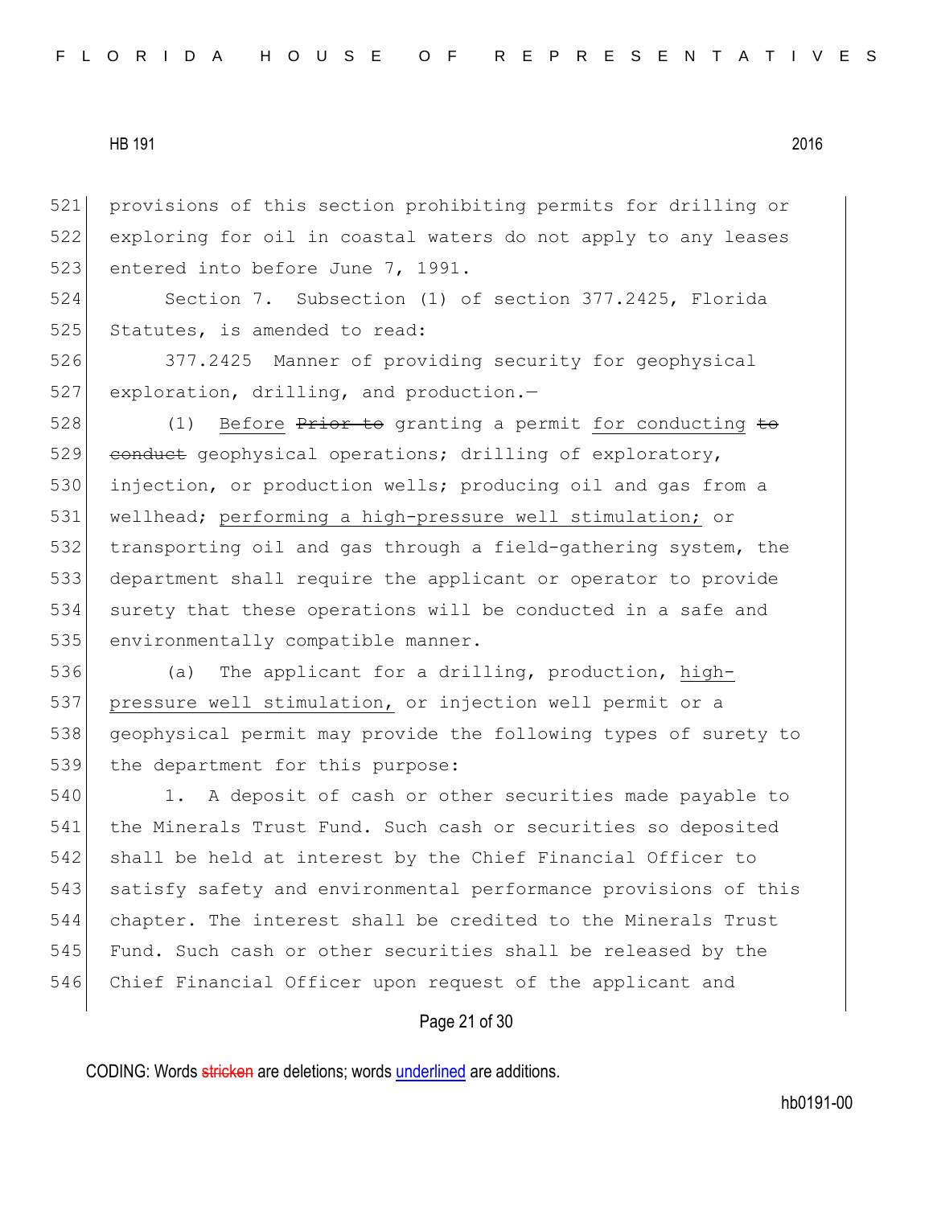provisions of this section prohibiting permits for drilling or exploring for oil in coastal waters do not apply to any leases entered into before June 7, 1991.

Section 7. Subsection (1) of section 377.2425, Florida Statutes, is amended to read:

377.2425 Manner of providing security for geophysical exploration, drilling, and production.—

(1) <u>Before</u> ~~Prior to~~ granting a permit <u>for conducting</u> ~~to conduct~~ geophysical operations; drilling of exploratory, injection, or production wells; producing oil and gas from a wellhead; <u>performing a high-pressure well stimulation;</u> or transporting oil and gas through a field-gathering system, the department shall require the applicant or operator to provide surety that these operations will be conducted in a safe and environmentally compatible manner.

(a) The applicant for a drilling, production, <u>high-pressure well stimulation,</u> or injection well permit or a geophysical permit may provide the following types of surety to the department for this purpose:

1. A deposit of cash or other securities made payable to the Minerals Trust Fund. Such cash or securities so deposited shall be held at interest by the Chief Financial Officer to satisfy safety and environmental performance provisions of this chapter. The interest shall be credited to the Minerals Trust Fund. Such cash or other securities shall be released by the Chief Financial Officer upon request of the applicant and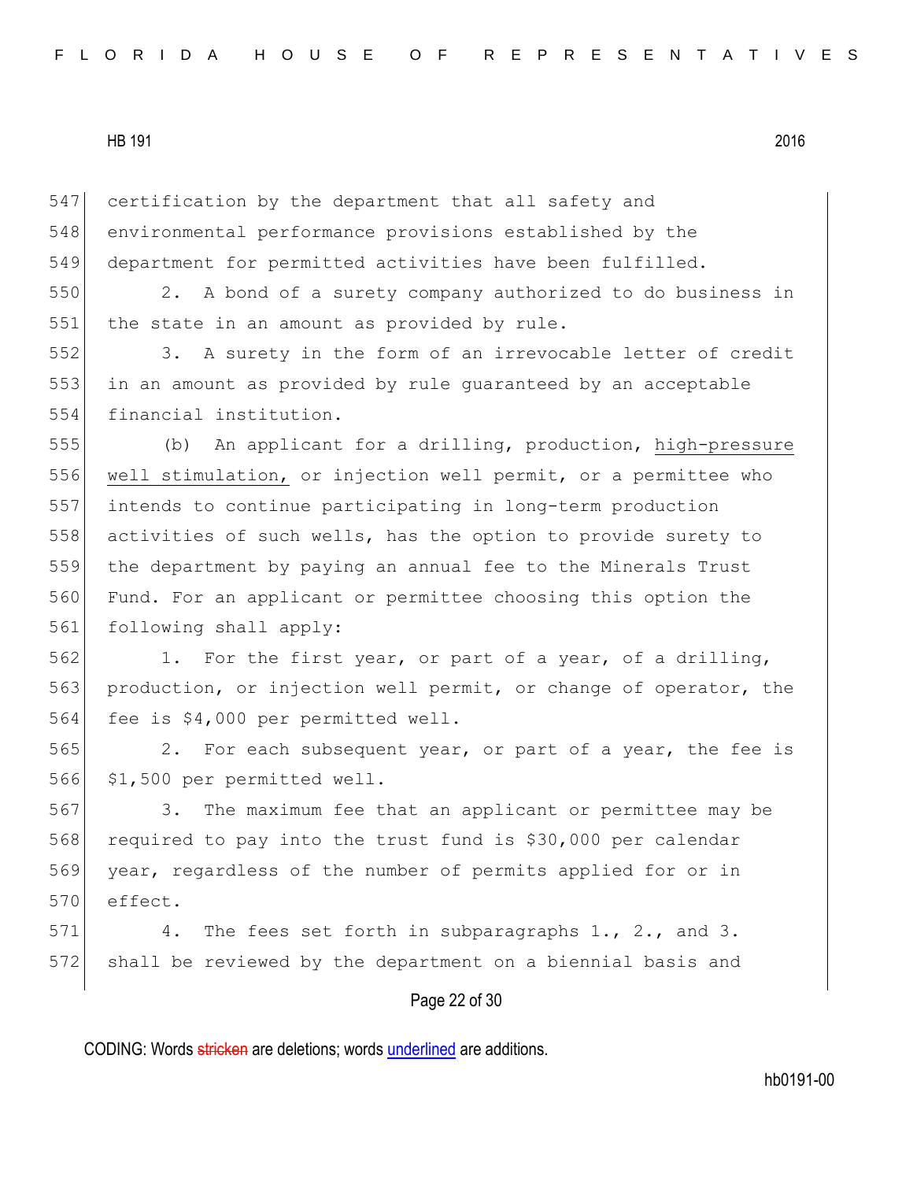certification by the department that all safety and environmental performance provisions established by the department for permitted activities have been fulfilled.

2. A bond of a surety company authorized to do business in the state in an amount as provided by rule.

3. A surety in the form of an irrevocable letter of credit in an amount as provided by rule guaranteed by an acceptable financial institution.

(b) An applicant for a drilling, production, <u>high-pressure well stimulation,</u> or injection well permit, or a permittee who intends to continue participating in long-term production activities of such wells, has the option to provide surety to the department by paying an annual fee to the Minerals Trust Fund. For an applicant or permittee choosing this option the following shall apply:

1. For the first year, or part of a year, of a drilling, production, or injection well permit, or change of operator, the fee is $4,000 per permitted well.

2. For each subsequent year, or part of a year, the fee is $1,500 per permitted well.

3. The maximum fee that an applicant or permittee may be required to pay into the trust fund is $30,000 per calendar year, regardless of the number of permits applied for or in effect.

4. The fees set forth in subparagraphs 1., 2., and 3. shall be reviewed by the department on a biennial basis and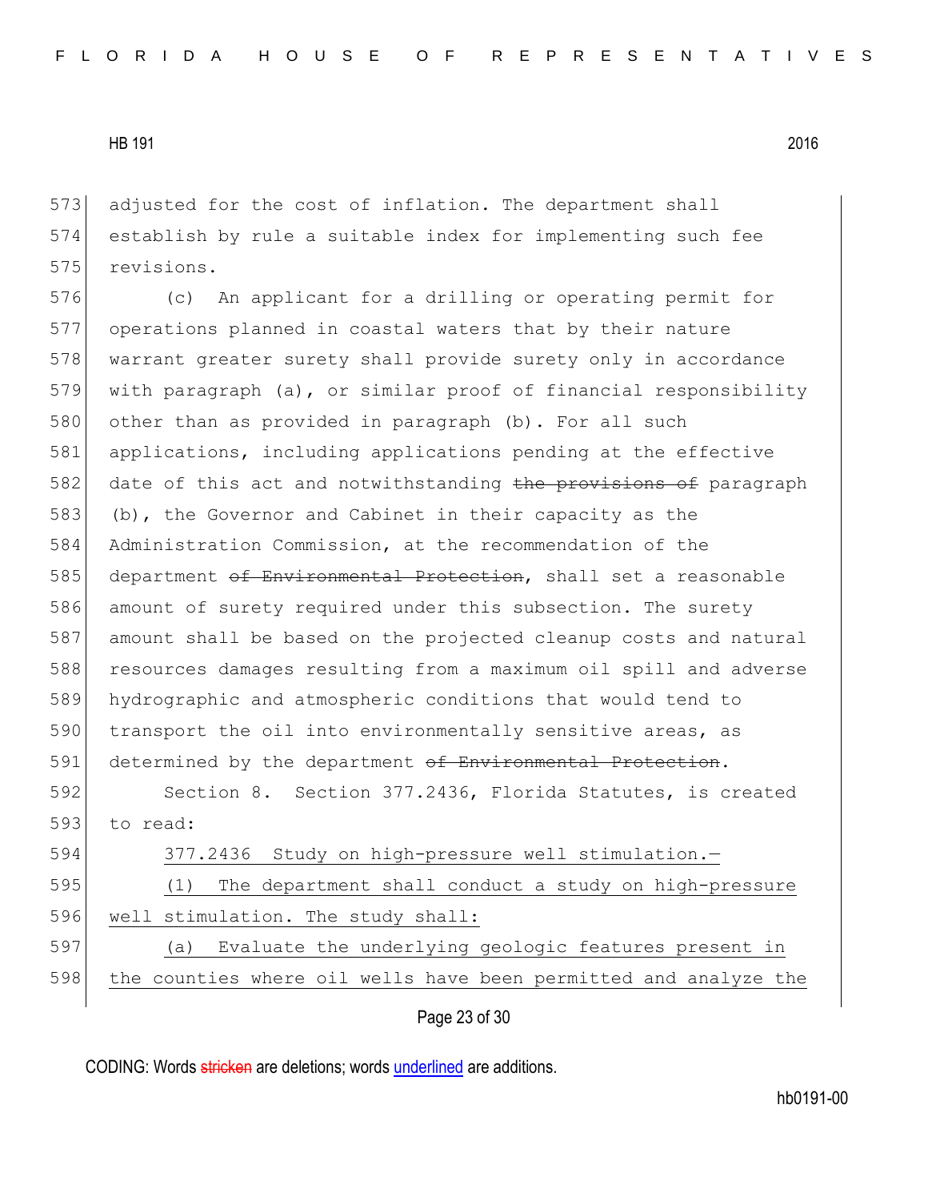adjusted for the cost of inflation. The department shall establish by rule a suitable index for implementing such fee revisions.

(c) An applicant for a drilling or operating permit for operations planned in coastal waters that by their nature warrant greater surety shall provide surety only in accordance with paragraph (a), or similar proof of financial responsibility other than as provided in paragraph (b). For all such applications, including applications pending at the effective date of this act and notwithstanding ~~the provisions of~~ paragraph (b), the Governor and Cabinet in their capacity as the Administration Commission, at the recommendation of the department ~~of Environmental Protection~~, shall set a reasonable amount of surety required under this subsection. The surety amount shall be based on the projected cleanup costs and natural resources damages resulting from a maximum oil spill and adverse hydrographic and atmospheric conditions that would tend to transport the oil into environmentally sensitive areas, as determined by the department ~~of Environmental Protection~~.

Section 8. Section 377.2436, Florida Statutes, is created to read:

<u>377.2436 Study on high-pressure well stimulation.—</u>

<u>(1) The department shall conduct a study on high-pressure well stimulation. The study shall:</u>

<u>(a) Evaluate the underlying geologic features present in the counties where oil wells have been permitted and analyze the</u>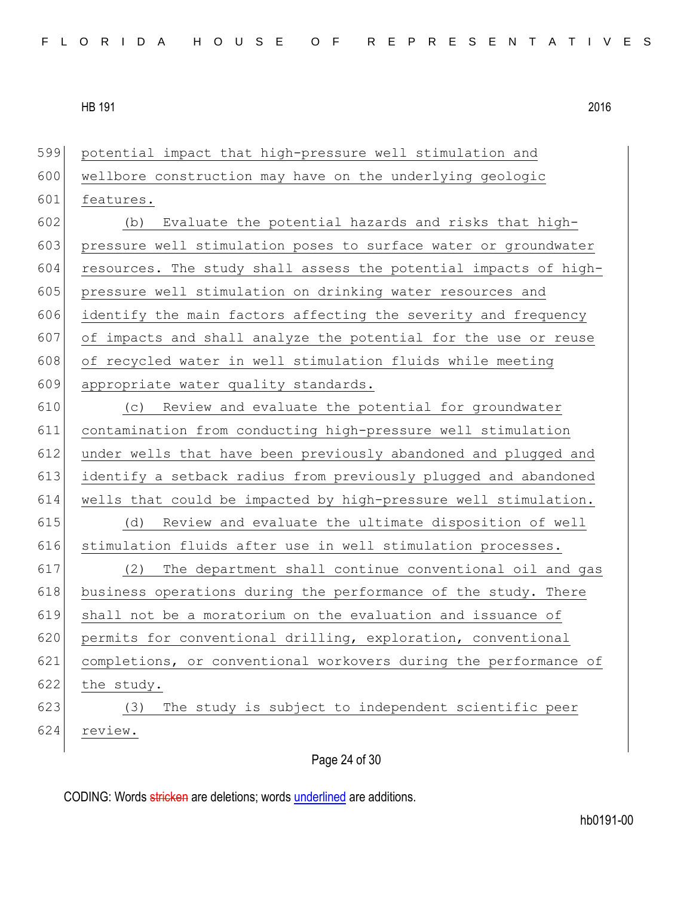potential impact that high-pressure well stimulation and wellbore construction may have on the underlying geologic features.

(b) Evaluate the potential hazards and risks that high-pressure well stimulation poses to surface water or groundwater resources. The study shall assess the potential impacts of high-pressure well stimulation on drinking water resources and identify the main factors affecting the severity and frequency of impacts and shall analyze the potential for the use or reuse of recycled water in well stimulation fluids while meeting appropriate water quality standards.

(c) Review and evaluate the potential for groundwater contamination from conducting high-pressure well stimulation under wells that have been previously abandoned and plugged and identify a setback radius from previously plugged and abandoned wells that could be impacted by high-pressure well stimulation.

(d) Review and evaluate the ultimate disposition of well stimulation fluids after use in well stimulation processes.

(2) The department shall continue conventional oil and gas business operations during the performance of the study. There shall not be a moratorium on the evaluation and issuance of permits for conventional drilling, exploration, conventional completions, or conventional workovers during the performance of the study.

(3) The study is subject to independent scientific peer review.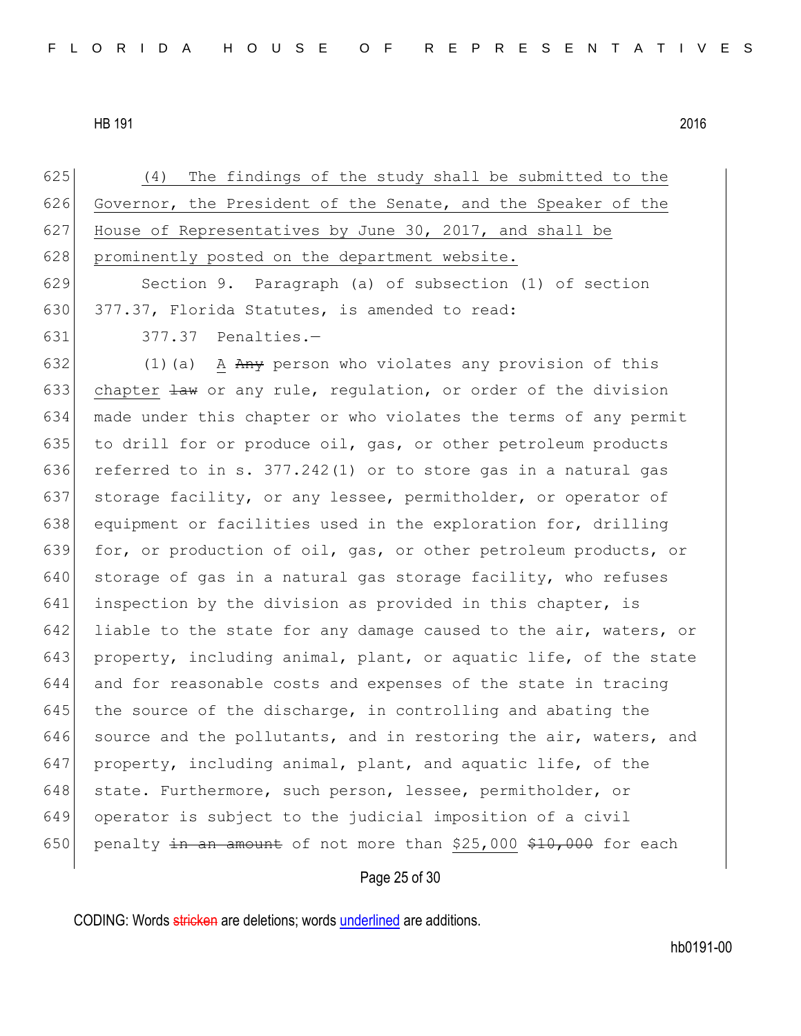(4) The findings of the study shall be submitted to the Governor, the President of the Senate, and the Speaker of the House of Representatives by June 30, 2017, and shall be prominently posted on the department website.

Section 9. Paragraph (a) of subsection (1) of section 377.37, Florida Statutes, is amended to read:

377.37 Penalties.—

(1)(a) A ~~Any~~ person who violates any provision of this chapter ~~law~~ or any rule, regulation, or order of the division made under this chapter or who violates the terms of any permit to drill for or produce oil, gas, or other petroleum products referred to in s. 377.242(1) or to store gas in a natural gas storage facility, or any lessee, permitholder, or operator of equipment or facilities used in the exploration for, drilling for, or production of oil, gas, or other petroleum products, or storage of gas in a natural gas storage facility, who refuses inspection by the division as provided in this chapter, is liable to the state for any damage caused to the air, waters, or property, including animal, plant, or aquatic life, of the state and for reasonable costs and expenses of the state in tracing the source of the discharge, in controlling and abating the source and the pollutants, and in restoring the air, waters, and property, including animal, plant, and aquatic life, of the state. Furthermore, such person, lessee, permitholder, or operator is subject to the judicial imposition of a civil penalty ~~in an amount~~ of not more than $25,000 ~~$10,000~~ for each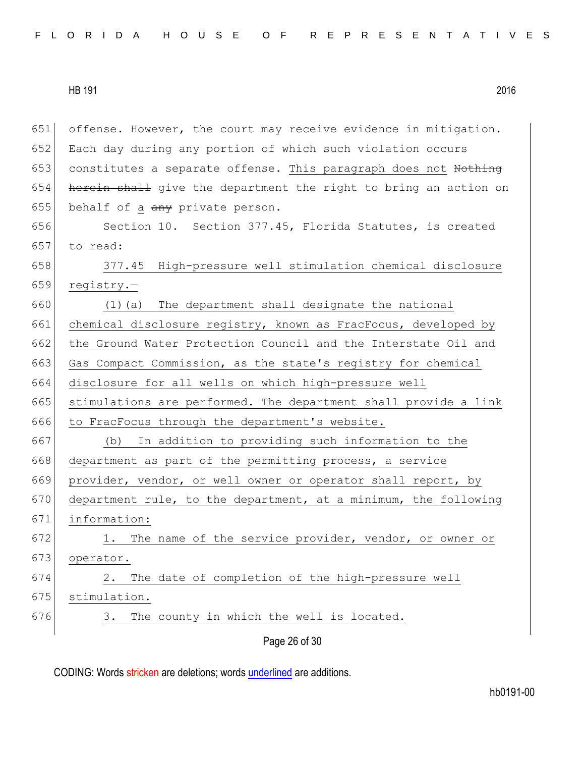offense. However, the court may receive evidence in mitigation. Each day during any portion of which such violation occurs constitutes a separate offense. <u>This paragraph does not</u> ~~Nothing herein shall~~ give the department the right to bring an action on behalf of <u>a</u> ~~any~~ private person.

Section 10. Section 377.45, Florida Statutes, is created to read:

<u>377.45 High-pressure well stimulation chemical disclosure registry.—</u>

<u>(1)(a) The department shall designate the national chemical disclosure registry, known as FracFocus, developed by the Ground Water Protection Council and the Interstate Oil and Gas Compact Commission, as the state's registry for chemical disclosure for all wells on which high-pressure well stimulations are performed. The department shall provide a link to FracFocus through the department's website.</u>

<u>(b) In addition to providing such information to the department as part of the permitting process, a service provider, vendor, or well owner or operator shall report, by department rule, to the department, at a minimum, the following information:</u>

<u>1. The name of the service provider, vendor, or owner or operator.</u>

<u>2. The date of completion of the high-pressure well stimulation.</u>

<u>3. The county in which the well is located.</u>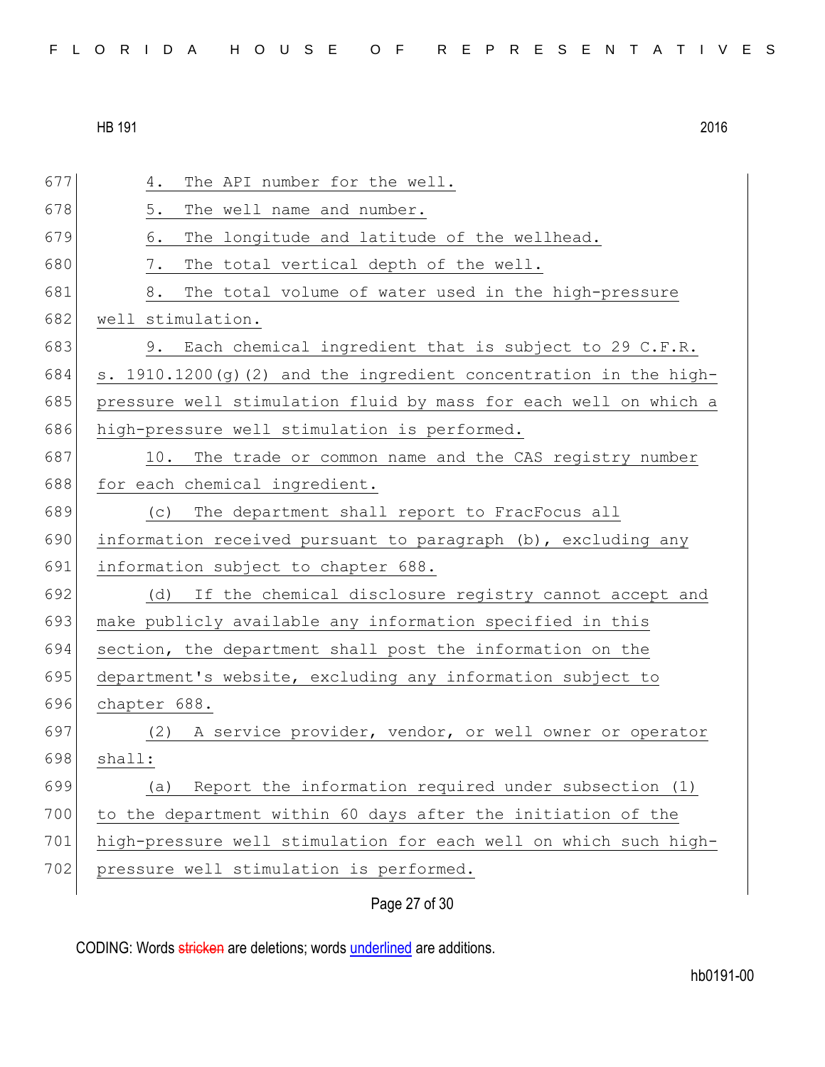4. The API number for the well.

5. The well name and number.

6. The longitude and latitude of the wellhead.

7. The total vertical depth of the well.

8. The total volume of water used in the high-pressure well stimulation.

9. Each chemical ingredient that is subject to 29 C.F.R. s. 1910.1200(g)(2) and the ingredient concentration in the high-pressure well stimulation fluid by mass for each well on which a high-pressure well stimulation is performed.

10. The trade or common name and the CAS registry number for each chemical ingredient.

(c) The department shall report to FracFocus all information received pursuant to paragraph (b), excluding any information subject to chapter 688.

(d) If the chemical disclosure registry cannot accept and make publicly available any information specified in this section, the department shall post the information on the department's website, excluding any information subject to chapter 688.

(2) A service provider, vendor, or well owner or operator shall:

(a) Report the information required under subsection (1) to the department within 60 days after the initiation of the high-pressure well stimulation for each well on which such high-pressure well stimulation is performed.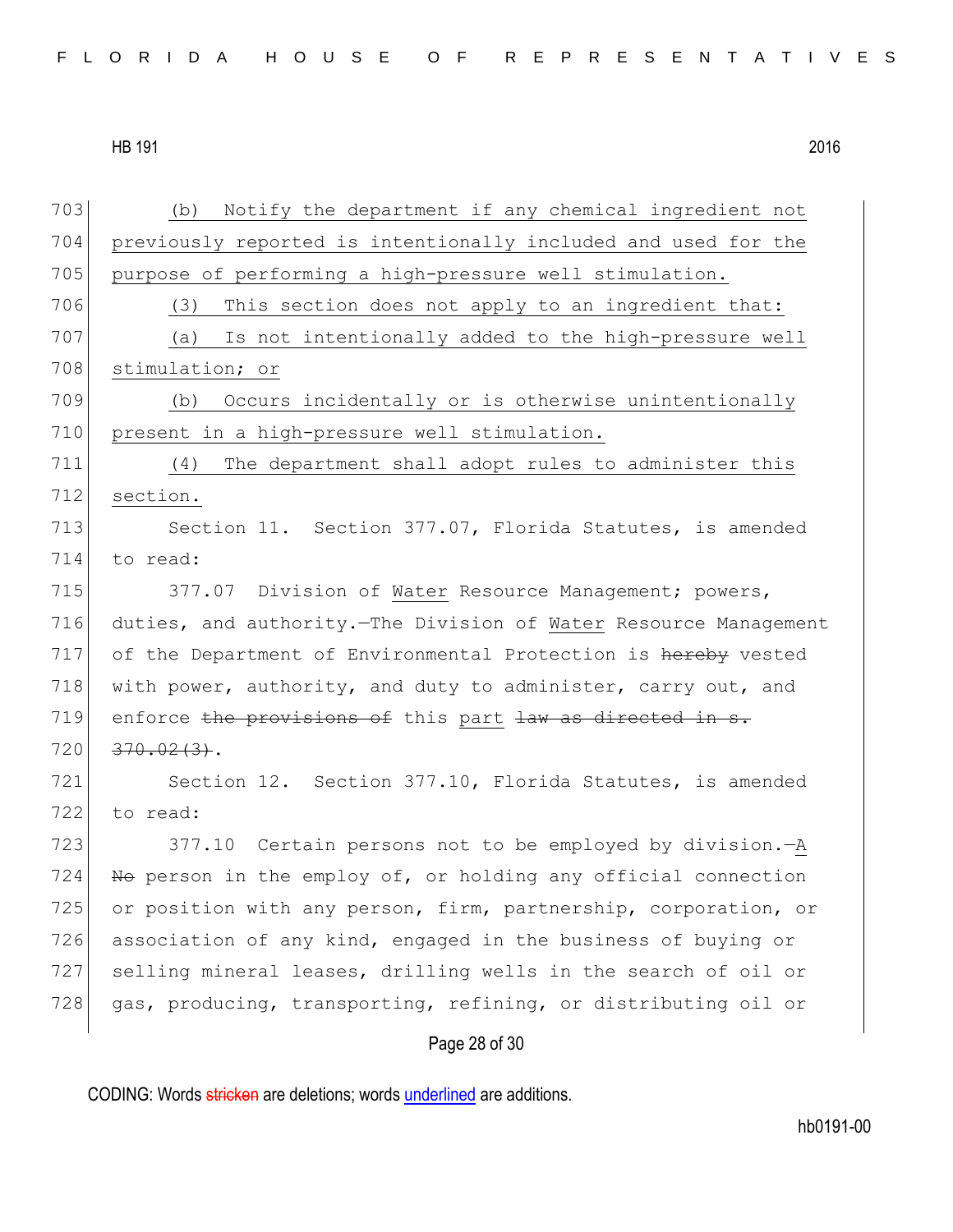(b) Notify the department if any chemical ingredient not previously reported is intentionally included and used for the purpose of performing a high-pressure well stimulation.

(3) This section does not apply to an ingredient that:

(a) Is not intentionally added to the high-pressure well stimulation; or

(b) Occurs incidentally or is otherwise unintentionally present in a high-pressure well stimulation.

(4) The department shall adopt rules to administer this section.

Section 11. Section 377.07, Florida Statutes, is amended to read:

377.07 Division of Water Resource Management; powers, duties, and authority.—The Division of Water Resource Management of the Department of Environmental Protection is ~~hereby~~ vested with power, authority, and duty to administer, carry out, and enforce ~~the provisions of~~ this part ~~law as directed in s. 370.02(3)~~.

Section 12. Section 377.10, Florida Statutes, is amended to read:

377.10 Certain persons not to be employed by division.—A ~~No~~ person in the employ of, or holding any official connection or position with any person, firm, partnership, corporation, or association of any kind, engaged in the business of buying or selling mineral leases, drilling wells in the search of oil or gas, producing, transporting, refining, or distributing oil or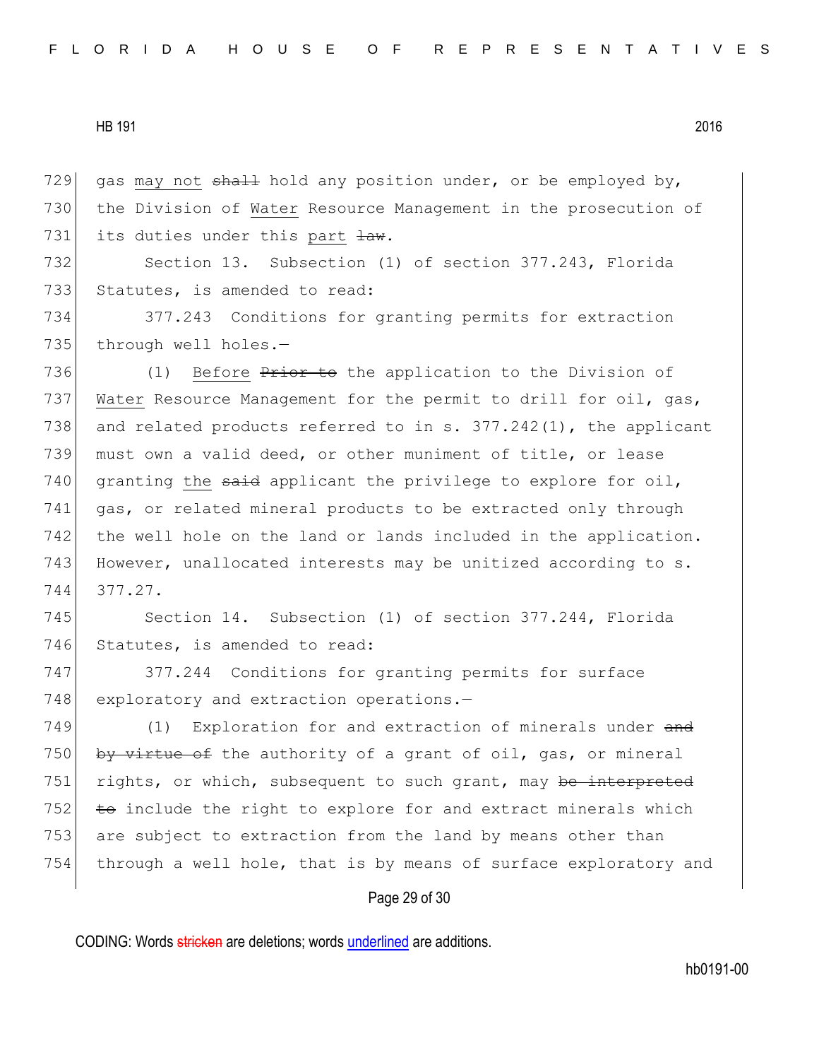729 gas may not ~~shall~~ hold any position under, or be employed by,
730 the Division of Water Resource Management in the prosecution of
731 its duties under this part ~~law~~.

732 Section 13. Subsection (1) of section 377.243, Florida
733 Statutes, is amended to read:

734 377.243 Conditions for granting permits for extraction
735 through well holes.—

736 (1) Before ~~Prior to~~ the application to the Division of
737 Water Resource Management for the permit to drill for oil, gas,
738 and related products referred to in s. 377.242(1), the applicant
739 must own a valid deed, or other muniment of title, or lease
740 granting the ~~said~~ applicant the privilege to explore for oil,
741 gas, or related mineral products to be extracted only through
742 the well hole on the land or lands included in the application.
743 However, unallocated interests may be unitized according to s.
744 377.27.

745 Section 14. Subsection (1) of section 377.244, Florida
746 Statutes, is amended to read:

747 377.244 Conditions for granting permits for surface
748 exploratory and extraction operations.—

749 (1) Exploration for and extraction of minerals under ~~and~~
750 ~~by virtue of~~ the authority of a grant of oil, gas, or mineral
751 rights, or which, subsequent to such grant, may ~~be interpreted~~
752 ~~to~~ include the right to explore for and extract minerals which
753 are subject to extraction from the land by means other than
754 through a well hole, that is by means of surface exploratory and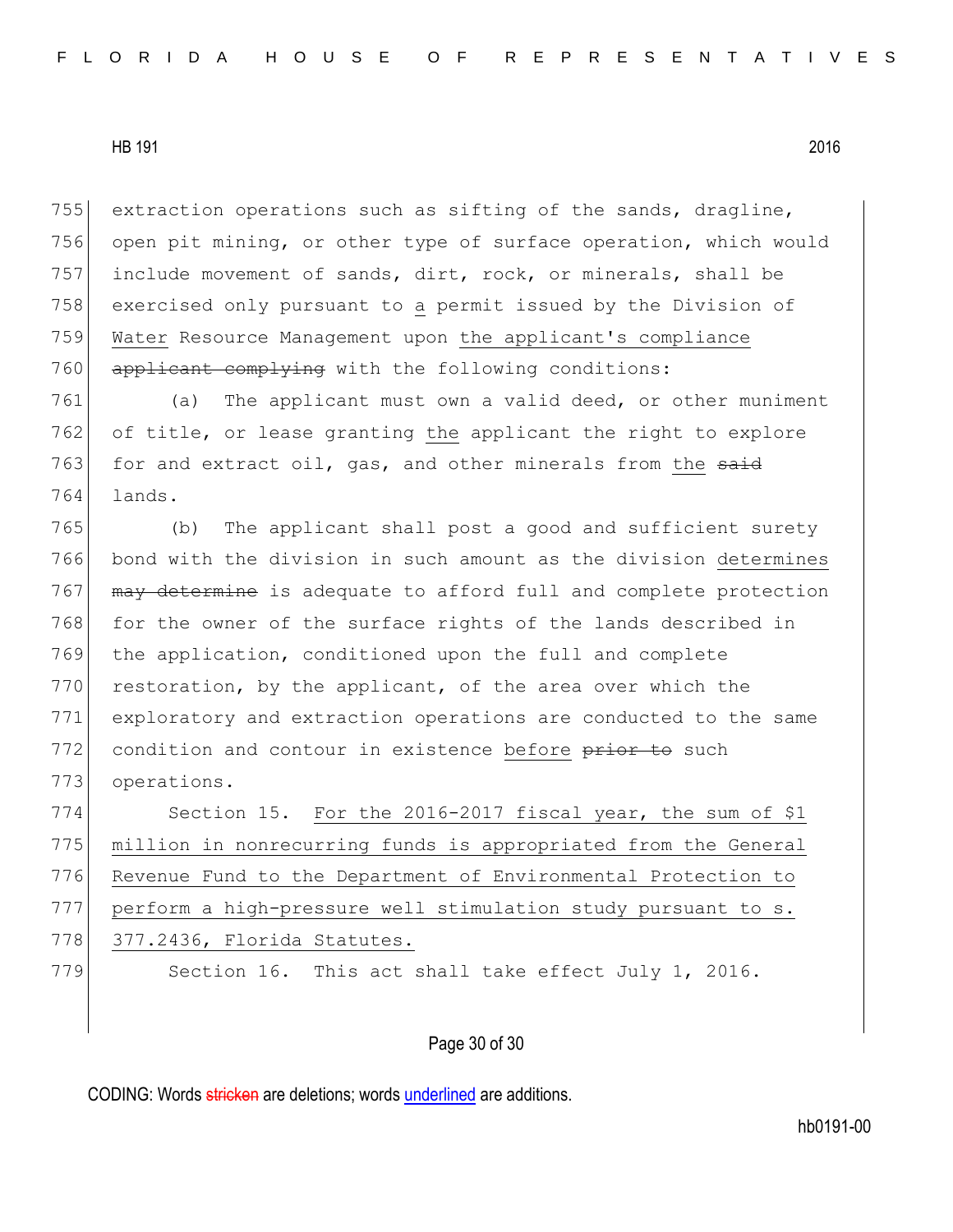755 extraction operations such as sifting of the sands, dragline,
756 open pit mining, or other type of surface operation, which would
757 include movement of sands, dirt, rock, or minerals, shall be
758 exercised only pursuant to a permit issued by the Division of
759 Water Resource Management upon the applicant's compliance
760 ~~applicant complying~~ with the following conditions:

761 (a) The applicant must own a valid deed, or other muniment
762 of title, or lease granting the applicant the right to explore
763 for and extract oil, gas, and other minerals from the ~~said~~
764 lands.

765 (b) The applicant shall post a good and sufficient surety
766 bond with the division in such amount as the division determines
767 ~~may determine~~ is adequate to afford full and complete protection
768 for the owner of the surface rights of the lands described in
769 the application, conditioned upon the full and complete
770 restoration, by the applicant, of the area over which the
771 exploratory and extraction operations are conducted to the same
772 condition and contour in existence before ~~prior to~~ such
773 operations.

774 Section 15. For the 2016-2017 fiscal year, the sum of $1
775 million in nonrecurring funds is appropriated from the General
776 Revenue Fund to the Department of Environmental Protection to
777 perform a high-pressure well stimulation study pursuant to s.
778 377.2436, Florida Statutes.

779 Section 16. This act shall take effect July 1, 2016.

CODING: Words ~~stricken~~ are deletions; words underlined are additions.